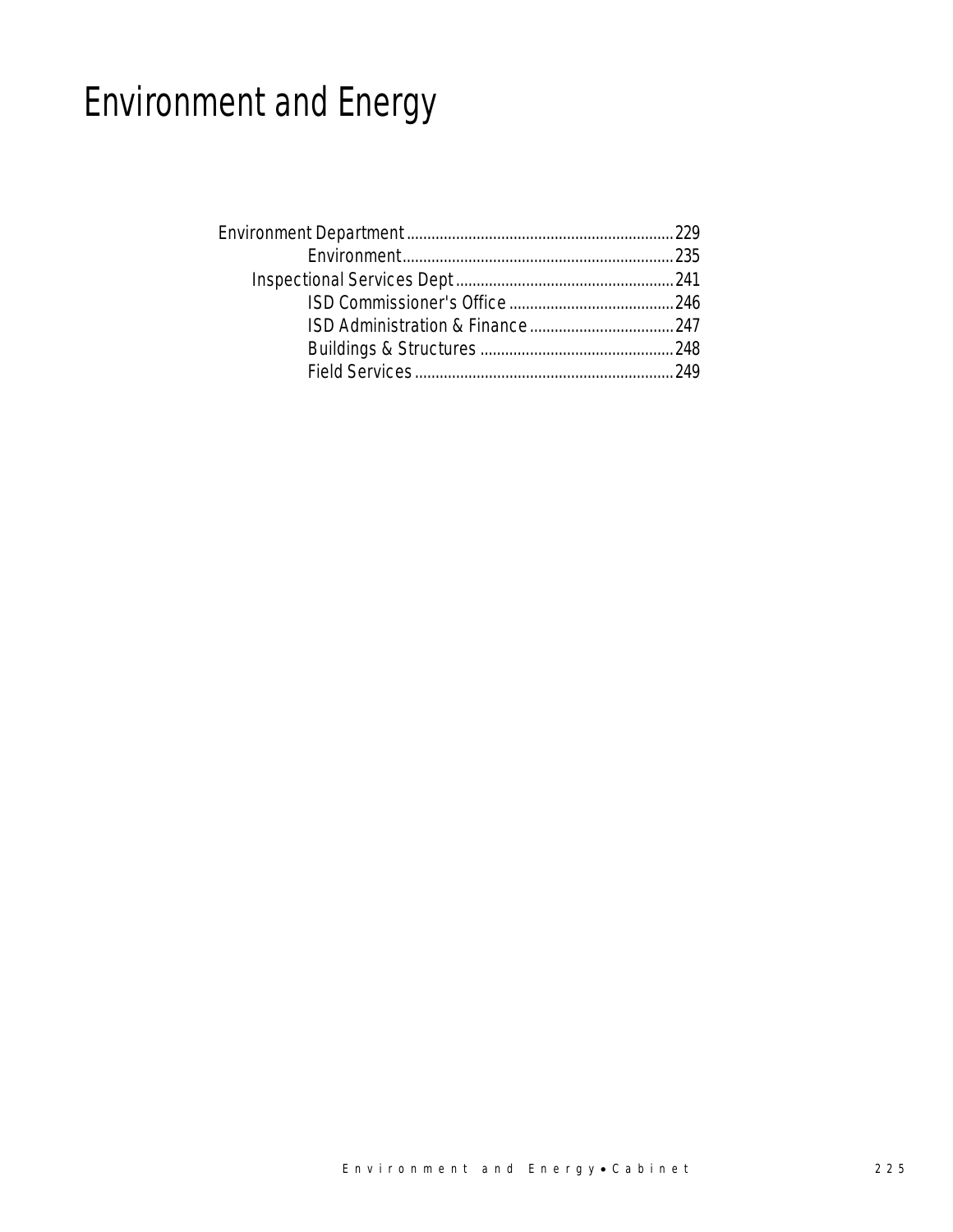# Environment and Energy

- Environment Department ................................................................ 229
  - Environment ................................................................ 235
  - Inspectional Services Dept ................................................................ 241
    - ISD Commissioner's Office ................................................................ 246
    - ISD Administration & Finance ................................................................ 247
    - Buildings & Structures ................................................................ 248
    - Field Services ................................................................ 249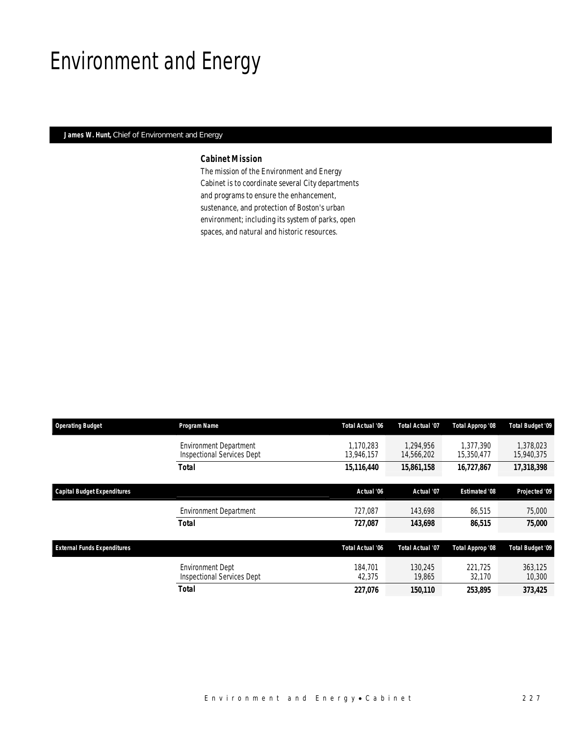# Environment and Energy

**James W. Hunt,** Chief of Environment and Energy

### Cabinet Mission

The mission of the Environment and Energy Cabinet is to coordinate several City departments and programs to ensure the enhancement, sustenance, and protection of Boston's urban environment; including its system of parks, open spaces, and natural and historic resources.

| Operating Budget | Program Name | Total Actual '06 | Total Actual '07 | Total Approp '08 | Total Budget '09 |
|---|---|---|---|---|---|
| | Environment Department | 1,170,283 | 1,294,956 | 1,377,390 | 1,378,023 |
| | Inspectional Services Dept | 13,946,157 | 14,566,202 | 15,350,477 | 15,940,375 |
| | **Total** | **15,116,440** | **15,861,158** | **16,727,867** | **17,318,398** |

| Capital Budget Expenditures | | Actual '06 | Actual '07 | Estimated '08 | Projected '09 |
|---|---|---|---|---|---|
| | Environment Department | 727,087 | 143,698 | 86,515 | 75,000 |
| | **Total** | **727,087** | **143,698** | **86,515** | **75,000** |

| External Funds Expenditures | | Total Actual '06 | Total Actual '07 | Total Approp '08 | Total Budget '09 |
|---|---|---|---|---|---|
| | Environment Dept | 184,701 | 130,245 | 221,725 | 363,125 |
| | Inspectional Services Dept | 42,375 | 19,865 | 32,170 | 10,300 |
| | **Total** | **227,076** | **150,110** | **253,895** | **373,425** |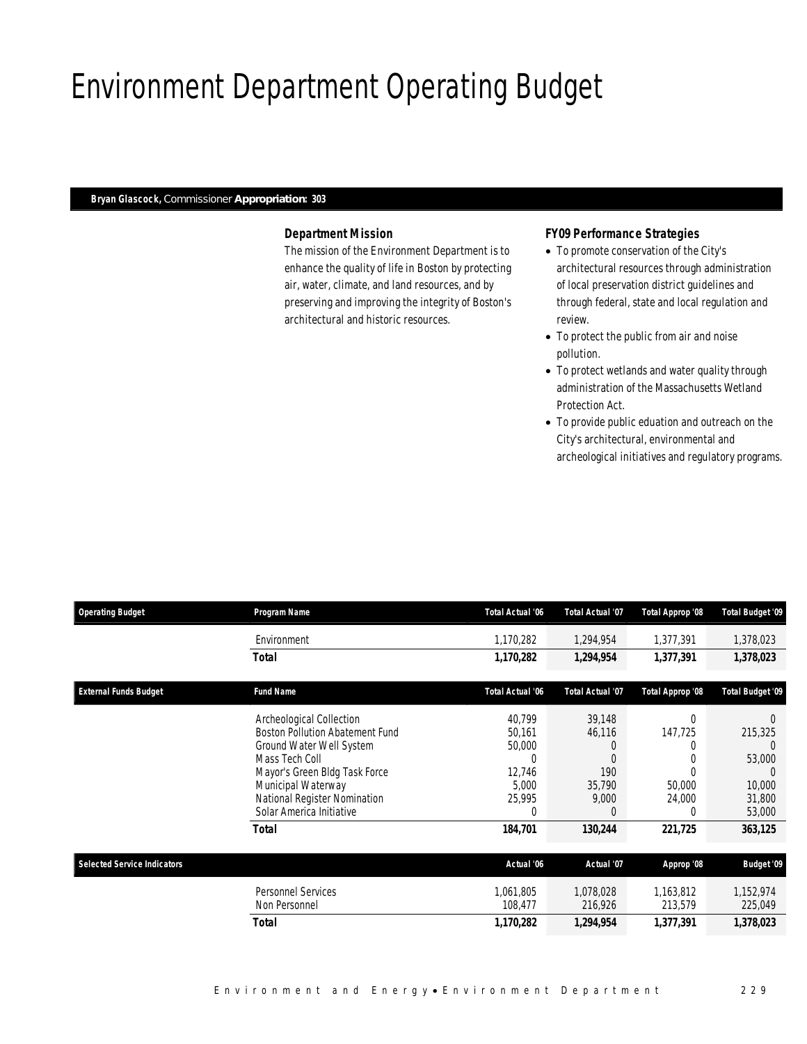# Environment Department Operating Budget

**Bryan Glascock,** Commissioner **Appropriation: 303**

### Department Mission

The mission of the Environment Department is to enhance the quality of life in Boston by protecting air, water, climate, and land resources, and by preserving and improving the integrity of Boston's architectural and historic resources.

### FY09 Performance Strategies

- To promote conservation of the City's architectural resources through administration of local preservation district guidelines and through federal, state and local regulation and review.
- To protect the public from air and noise pollution.
- To protect wetlands and water quality through administration of the Massachusetts Wetland Protection Act.
- To provide public eduation and outreach on the City's architectural, environmental and archeological initiatives and regulatory programs.

| Operating Budget | Program Name | Total Actual '06 | Total Actual '07 | Total Approp '08 | Total Budget '09 |
|---|---|---|---|---|---|
| | Environment | 1,170,282 | 1,294,954 | 1,377,391 | 1,378,023 |
| | **Total** | **1,170,282** | **1,294,954** | **1,377,391** | **1,378,023** |

| External Funds Budget | Fund Name | Total Actual '06 | Total Actual '07 | Total Approp '08 | Total Budget '09 |
|---|---|---|---|---|---|
| | Archeological Collection | 40,799 | 39,148 | 0 | 0 |
| | Boston Pollution Abatement Fund | 50,161 | 46,116 | 147,725 | 215,325 |
| | Ground Water Well System | 50,000 | 0 | 0 | 0 |
| | Mass Tech Coll | 0 | 0 | 0 | 53,000 |
| | Mayor's Green Bldg Task Force | 12,746 | 190 | 0 | 0 |
| | Municipal Waterway | 5,000 | 35,790 | 50,000 | 10,000 |
| | National Register Nomination | 25,995 | 9,000 | 24,000 | 31,800 |
| | Solar America Initiative | 0 | 0 | 0 | 53,000 |
| | **Total** | **184,701** | **130,244** | **221,725** | **363,125** |

| Selected Service Indicators | | Actual '06 | Actual '07 | Approp '08 | Budget '09 |
|---|---|---|---|---|---|
| | Personnel Services | 1,061,805 | 1,078,028 | 1,163,812 | 1,152,974 |
| | Non Personnel | 108,477 | 216,926 | 213,579 | 225,049 |
| | **Total** | **1,170,282** | **1,294,954** | **1,377,391** | **1,378,023** |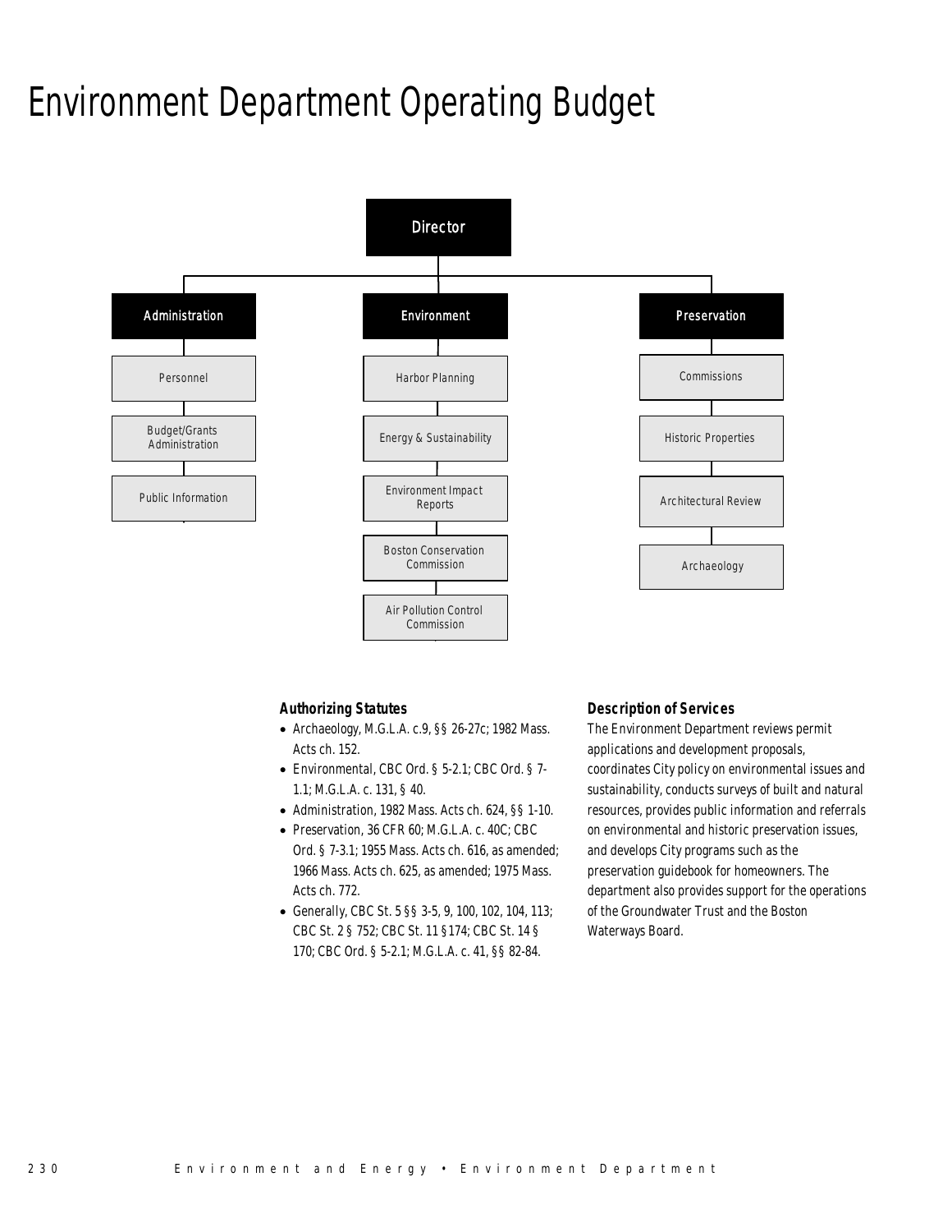# Environment Department Operating Budget

- Director
  - Administration
    - Personnel
    - Budget/Grants Administration
    - Public Information
  - Environment
    - Harbor Planning
    - Energy & Sustainability
    - Environment Impact Reports
    - Boston Conservation Commission
    - Air Pollution Control Commission
  - Preservation
    - Commissions
    - Historic Properties
    - Architectural Review
    - Archaeology

### Authorizing Statutes

- Archaeology, M.G.L.A. c.9, §§ 26-27c; 1982 Mass. Acts ch. 152.
- Environmental, CBC Ord. § 5-2.1; CBC Ord. § 7-1.1; M.G.L.A. c. 131, § 40.
- Administration, 1982 Mass. Acts ch. 624, §§ 1-10.
- Preservation, 36 CFR 60; M.G.L.A. c. 40C; CBC Ord. § 7-3.1; 1955 Mass. Acts ch. 616, as amended; 1966 Mass. Acts ch. 625, as amended; 1975 Mass. Acts ch. 772.
- Generally, CBC St. 5 §§ 3-5, 9, 100, 102, 104, 113; CBC St. 2 § 752; CBC St. 11 §174; CBC St. 14 § 170; CBC Ord. § 5-2.1; M.G.L.A. c. 41, §§ 82-84.

### Description of Services

The Environment Department reviews permit applications and development proposals, coordinates City policy on environmental issues and sustainability, conducts surveys of built and natural resources, provides public information and referrals on environmental and historic preservation issues, and develops City programs such as the preservation guidebook for homeowners. The department also provides support for the operations of the Groundwater Trust and the Boston Waterways Board.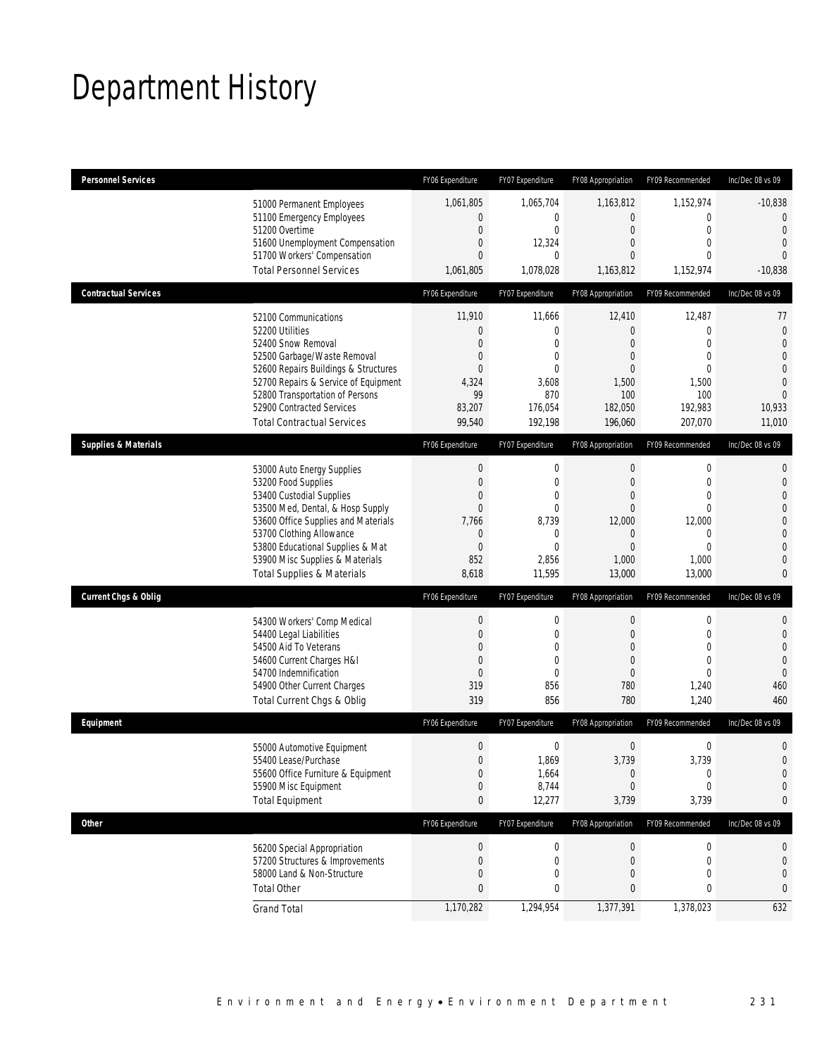# Department History

| Personnel Services | FY06 Expenditure | FY07 Expenditure | FY08 Appropriation | FY09 Recommended | Inc/Dec 08 vs 09 |
|---|---|---|---|---|---|
| 51000 Permanent Employees | 1,061,805 | 1,065,704 | 1,163,812 | 1,152,974 | -10,838 |
| 51100 Emergency Employees | 0 | 0 | 0 | 0 | 0 |
| 51200 Overtime | 0 | 0 | 0 | 0 | 0 |
| 51600 Unemployment Compensation | 0 | 12,324 | 0 | 0 | 0 |
| 51700 Workers' Compensation | 0 | 0 | 0 | 0 | 0 |
| Total Personnel Services | 1,061,805 | 1,078,028 | 1,163,812 | 1,152,974 | -10,838 |

| Contractual Services | FY06 Expenditure | FY07 Expenditure | FY08 Appropriation | FY09 Recommended | Inc/Dec 08 vs 09 |
|---|---|---|---|---|---|
| 52100 Communications | 11,910 | 11,666 | 12,410 | 12,487 | 77 |
| 52200 Utilities | 0 | 0 | 0 | 0 | 0 |
| 52400 Snow Removal | 0 | 0 | 0 | 0 | 0 |
| 52500 Garbage/Waste Removal | 0 | 0 | 0 | 0 | 0 |
| 52600 Repairs Buildings & Structures | 0 | 0 | 0 | 0 | 0 |
| 52700 Repairs & Service of Equipment | 4,324 | 3,608 | 1,500 | 1,500 | 0 |
| 52800 Transportation of Persons | 99 | 870 | 100 | 100 | 0 |
| 52900 Contracted Services | 83,207 | 176,054 | 182,050 | 192,983 | 10,933 |
| Total Contractual Services | 99,540 | 192,198 | 196,060 | 207,070 | 11,010 |

| Supplies & Materials | FY06 Expenditure | FY07 Expenditure | FY08 Appropriation | FY09 Recommended | Inc/Dec 08 vs 09 |
|---|---|---|---|---|---|
| 53000 Auto Energy Supplies | 0 | 0 | 0 | 0 | 0 |
| 53200 Food Supplies | 0 | 0 | 0 | 0 | 0 |
| 53400 Custodial Supplies | 0 | 0 | 0 | 0 | 0 |
| 53500 Med, Dental, & Hosp Supply | 0 | 0 | 0 | 0 | 0 |
| 53600 Office Supplies and Materials | 7,766 | 8,739 | 12,000 | 12,000 | 0 |
| 53700 Clothing Allowance | 0 | 0 | 0 | 0 | 0 |
| 53800 Educational Supplies & Mat | 0 | 0 | 0 | 0 | 0 |
| 53900 Misc Supplies & Materials | 852 | 2,856 | 1,000 | 1,000 | 0 |
| Total Supplies & Materials | 8,618 | 11,595 | 13,000 | 13,000 | 0 |

| Current Chgs & Oblig | FY06 Expenditure | FY07 Expenditure | FY08 Appropriation | FY09 Recommended | Inc/Dec 08 vs 09 |
|---|---|---|---|---|---|
| 54300 Workers' Comp Medical | 0 | 0 | 0 | 0 | 0 |
| 54400 Legal Liabilities | 0 | 0 | 0 | 0 | 0 |
| 54500 Aid To Veterans | 0 | 0 | 0 | 0 | 0 |
| 54600 Current Charges H&I | 0 | 0 | 0 | 0 | 0 |
| 54700 Indemnification | 0 | 0 | 0 | 0 | 0 |
| 54900 Other Current Charges | 319 | 856 | 780 | 1,240 | 460 |
| Total Current Chgs & Oblig | 319 | 856 | 780 | 1,240 | 460 |

| Equipment | FY06 Expenditure | FY07 Expenditure | FY08 Appropriation | FY09 Recommended | Inc/Dec 08 vs 09 |
|---|---|---|---|---|---|
| 55000 Automotive Equipment | 0 | 0 | 0 | 0 | 0 |
| 55400 Lease/Purchase | 0 | 1,869 | 3,739 | 3,739 | 0 |
| 55600 Office Furniture & Equipment | 0 | 1,664 | 0 | 0 | 0 |
| 55900 Misc Equipment | 0 | 8,744 | 0 | 0 | 0 |
| Total Equipment | 0 | 12,277 | 3,739 | 3,739 | 0 |

| Other | FY06 Expenditure | FY07 Expenditure | FY08 Appropriation | FY09 Recommended | Inc/Dec 08 vs 09 |
|---|---|---|---|---|---|
| 56200 Special Appropriation | 0 | 0 | 0 | 0 | 0 |
| 57200 Structures & Improvements | 0 | 0 | 0 | 0 | 0 |
| 58000 Land & Non-Structure | 0 | 0 | 0 | 0 | 0 |
| Total Other | 0 | 0 | 0 | 0 | 0 |
| Grand Total | 1,170,282 | 1,294,954 | 1,377,391 | 1,378,023 | 632 |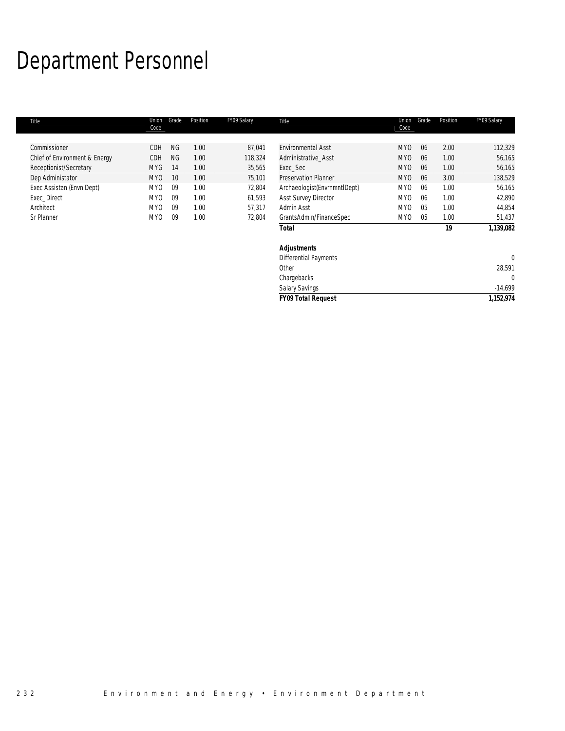# Department Personnel

| Title | Union Code | Grade | Position | FY09 Salary |
|---|---|---|---|---|
| Commissioner | CDH | NG | 1.00 | 87,041 |
| Chief of Environment & Energy | CDH | NG | 1.00 | 118,324 |
| Receptionist/Secretary | MYG | 14 | 1.00 | 35,565 |
| Dep Administator | MYO | 10 | 1.00 | 75,101 |
| Exec Assistan (Envn Dept) | MYO | 09 | 1.00 | 72,804 |
| Exec_Direct | MYO | 09 | 1.00 | 61,593 |
| Architect | MYO | 09 | 1.00 | 57,317 |
| Sr Planner | MYO | 09 | 1.00 | 72,804 |
| Environmental Asst | MYO | 06 | 2.00 | 112,329 |
| Administrative_Asst | MYO | 06 | 1.00 | 56,165 |
| Exec_Sec | MYO | 06 | 1.00 | 56,165 |
| Preservation Planner | MYO | 06 | 3.00 | 138,529 |
| Archaeologist(EnvrnmntlDept) | MYO | 06 | 1.00 | 56,165 |
| Asst Survey Director | MYO | 06 | 1.00 | 42,890 |
| Admin Asst | MYO | 05 | 1.00 | 44,854 |
| GrantsAdmin/FinanceSpec | MYO | 05 | 1.00 | 51,437 |
| **Total** | | | **19** | **1,139,082** |

| **Adjustments** | |
|---|---|
| Differential Payments | 0 |
| Other | 28,591 |
| Chargebacks | 0 |
| Salary Savings | -14,699 |
| **FY09 Total Request** | **1,152,974** |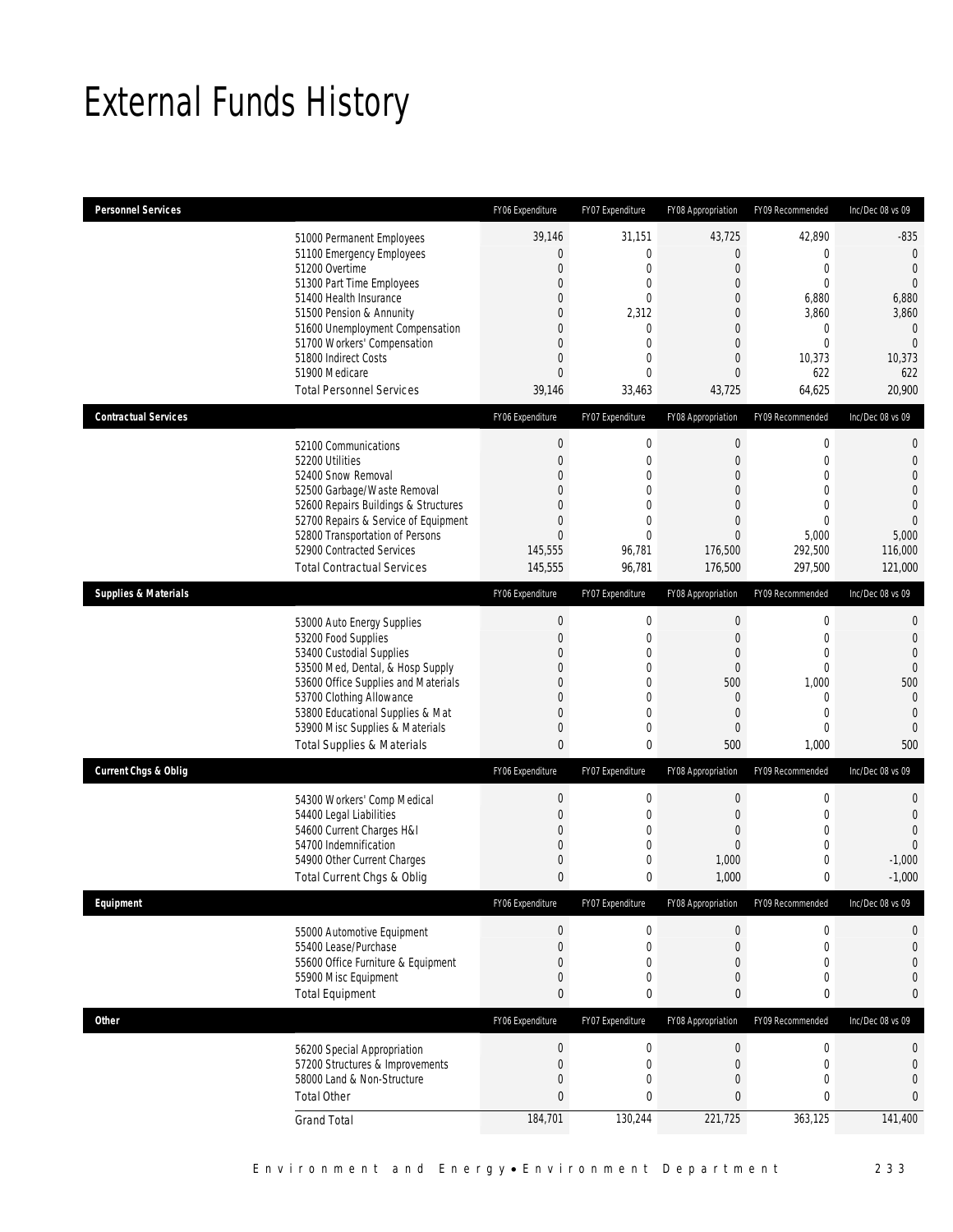# External Funds History

| Personnel Services | | FY06 Expenditure | FY07 Expenditure | FY08 Appropriation | FY09 Recommended | Inc/Dec 08 vs 09 |
|---|---|---|---|---|---|---|
| | 51000 Permanent Employees | 39,146 | 31,151 | 43,725 | 42,890 | -835 |
| | 51100 Emergency Employees | 0 | 0 | 0 | 0 | 0 |
| | 51200 Overtime | 0 | 0 | 0 | 0 | 0 |
| | 51300 Part Time Employees | 0 | 0 | 0 | 0 | 0 |
| | 51400 Health Insurance | 0 | 0 | 0 | 6,880 | 6,880 |
| | 51500 Pension & Annunity | 0 | 2,312 | 0 | 3,860 | 3,860 |
| | 51600 Unemployment Compensation | 0 | 0 | 0 | 0 | 0 |
| | 51700 Workers' Compensation | 0 | 0 | 0 | 0 | 0 |
| | 51800 Indirect Costs | 0 | 0 | 0 | 10,373 | 10,373 |
| | 51900 Medicare | 0 | 0 | 0 | 622 | 622 |
| | Total Personnel Services | 39,146 | 33,463 | 43,725 | 64,625 | 20,900 |

| Contractual Services | | FY06 Expenditure | FY07 Expenditure | FY08 Appropriation | FY09 Recommended | Inc/Dec 08 vs 09 |
|---|---|---|---|---|---|---|
| | 52100 Communications | 0 | 0 | 0 | 0 | 0 |
| | 52200 Utilities | 0 | 0 | 0 | 0 | 0 |
| | 52400 Snow Removal | 0 | 0 | 0 | 0 | 0 |
| | 52500 Garbage/Waste Removal | 0 | 0 | 0 | 0 | 0 |
| | 52600 Repairs Buildings & Structures | 0 | 0 | 0 | 0 | 0 |
| | 52700 Repairs & Service of Equipment | 0 | 0 | 0 | 0 | 0 |
| | 52800 Transportation of Persons | 0 | 0 | 0 | 5,000 | 5,000 |
| | 52900 Contracted Services | 145,555 | 96,781 | 176,500 | 292,500 | 116,000 |
| | Total Contractual Services | 145,555 | 96,781 | 176,500 | 297,500 | 121,000 |

| Supplies & Materials | | FY06 Expenditure | FY07 Expenditure | FY08 Appropriation | FY09 Recommended | Inc/Dec 08 vs 09 |
|---|---|---|---|---|---|---|
| | 53000 Auto Energy Supplies | 0 | 0 | 0 | 0 | 0 |
| | 53200 Food Supplies | 0 | 0 | 0 | 0 | 0 |
| | 53400 Custodial Supplies | 0 | 0 | 0 | 0 | 0 |
| | 53500 Med, Dental, & Hosp Supply | 0 | 0 | 0 | 0 | 0 |
| | 53600 Office Supplies and Materials | 0 | 0 | 500 | 1,000 | 500 |
| | 53700 Clothing Allowance | 0 | 0 | 0 | 0 | 0 |
| | 53800 Educational Supplies & Mat | 0 | 0 | 0 | 0 | 0 |
| | 53900 Misc Supplies & Materials | 0 | 0 | 0 | 0 | 0 |
| | Total Supplies & Materials | 0 | 0 | 500 | 1,000 | 500 |

| Current Chgs & Oblig | | FY06 Expenditure | FY07 Expenditure | FY08 Appropriation | FY09 Recommended | Inc/Dec 08 vs 09 |
|---|---|---|---|---|---|---|
| | 54300 Workers' Comp Medical | 0 | 0 | 0 | 0 | 0 |
| | 54400 Legal Liabilities | 0 | 0 | 0 | 0 | 0 |
| | 54600 Current Charges H&I | 0 | 0 | 0 | 0 | 0 |
| | 54700 Indemnification | 0 | 0 | 0 | 0 | 0 |
| | 54900 Other Current Charges | 0 | 0 | 1,000 | 0 | -1,000 |
| | Total Current Chgs & Oblig | 0 | 0 | 1,000 | 0 | -1,000 |

| Equipment | | FY06 Expenditure | FY07 Expenditure | FY08 Appropriation | FY09 Recommended | Inc/Dec 08 vs 09 |
|---|---|---|---|---|---|---|
| | 55000 Automotive Equipment | 0 | 0 | 0 | 0 | 0 |
| | 55400 Lease/Purchase | 0 | 0 | 0 | 0 | 0 |
| | 55600 Office Furniture & Equipment | 0 | 0 | 0 | 0 | 0 |
| | 55900 Misc Equipment | 0 | 0 | 0 | 0 | 0 |
| | Total Equipment | 0 | 0 | 0 | 0 | 0 |

| Other | | FY06 Expenditure | FY07 Expenditure | FY08 Appropriation | FY09 Recommended | Inc/Dec 08 vs 09 |
|---|---|---|---|---|---|---|
| | 56200 Special Appropriation | 0 | 0 | 0 | 0 | 0 |
| | 57200 Structures & Improvements | 0 | 0 | 0 | 0 | 0 |
| | 58000 Land & Non-Structure | 0 | 0 | 0 | 0 | 0 |
| | Total Other | 0 | 0 | 0 | 0 | 0 |
| | Grand Total | 184,701 | 130,244 | 221,725 | 363,125 | 141,400 |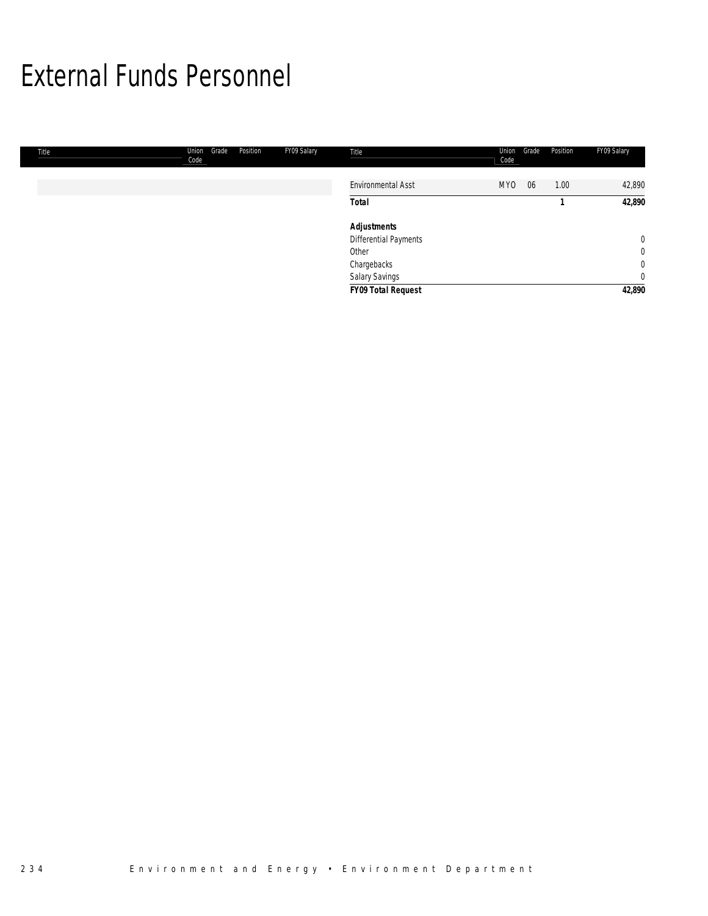# External Funds Personnel

| Title | Union Code | Grade | Position | FY09 Salary |
|---|---|---|---|---|
| Environmental Asst | MYO | 06 | 1.00 | 42,890 |
| **Total** | | | **1** | **42,890** |
| ***Adjustments*** | | | | |
| Differential Payments | | | | 0 |
| Other | | | | 0 |
| Chargebacks | | | | 0 |
| Salary Savings | | | | 0 |
| ***FY09 Total Request*** | | | | ***42,890*** |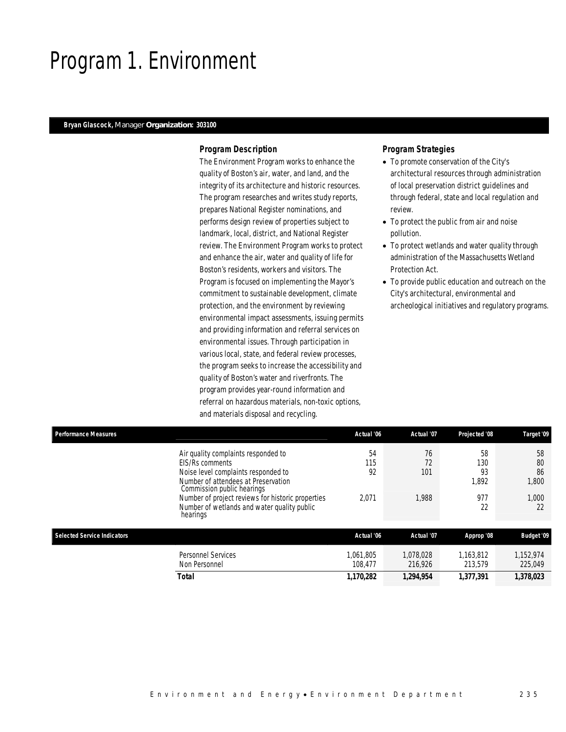# Program 1. Environment

**Bryan Glascock,** Manager **Organization: 303100**

### *Program Description*

The Environment Program works to enhance the quality of Boston's air, water, and land, and the integrity of its architecture and historic resources. The program researches and writes study reports, prepares National Register nominations, and performs design review of properties subject to landmark, local, district, and National Register review. The Environment Program works to protect and enhance the air, water and quality of life for Boston's residents, workers and visitors. The Program is focused on implementing the Mayor's commitment to sustainable development, climate protection, and the environment by reviewing environmental impact assessments, issuing permits and providing information and referral services on environmental issues. Through participation in various local, state, and federal review processes, the program seeks to increase the accessibility and quality of Boston's water and riverfronts. The program provides year-round information and referral on hazardous materials, non-toxic options, and materials disposal and recycling.

### *Program Strategies*

- To promote conservation of the City's architectural resources through administration of local preservation district guidelines and through federal, state and local regulation and review.
- To protect the public from air and noise pollution.
- To protect wetlands and water quality through administration of the Massachusetts Wetland Protection Act.
- To provide public education and outreach on the City's architectural, environmental and archeological initiatives and regulatory programs.

| Performance Measures | Actual '06 | Actual '07 | Projected '08 | Target '09 |
|---|---|---|---|---|
| Air quality complaints responded to | 54 | 76 | 58 | 58 |
| EIS/Rs comments | 115 | 72 | 130 | 80 |
| Noise level complaints responded to | 92 | 101 | 93 | 86 |
| Number of attendees at Preservation Commission public hearings | | | 1,892 | 1,800 |
| Number of project reviews for historic properties | 2,071 | 1,988 | 977 | 1,000 |
| Number of wetlands and water quality public hearings | | | 22 | 22 |

| Selected Service Indicators | Actual '06 | Actual '07 | Approp '08 | Budget '09 |
|---|---|---|---|---|
| Personnel Services | 1,061,805 | 1,078,028 | 1,163,812 | 1,152,974 |
| Non Personnel | 108,477 | 216,926 | 213,579 | 225,049 |
| **Total** | **1,170,282** | **1,294,954** | **1,377,391** | **1,378,023** |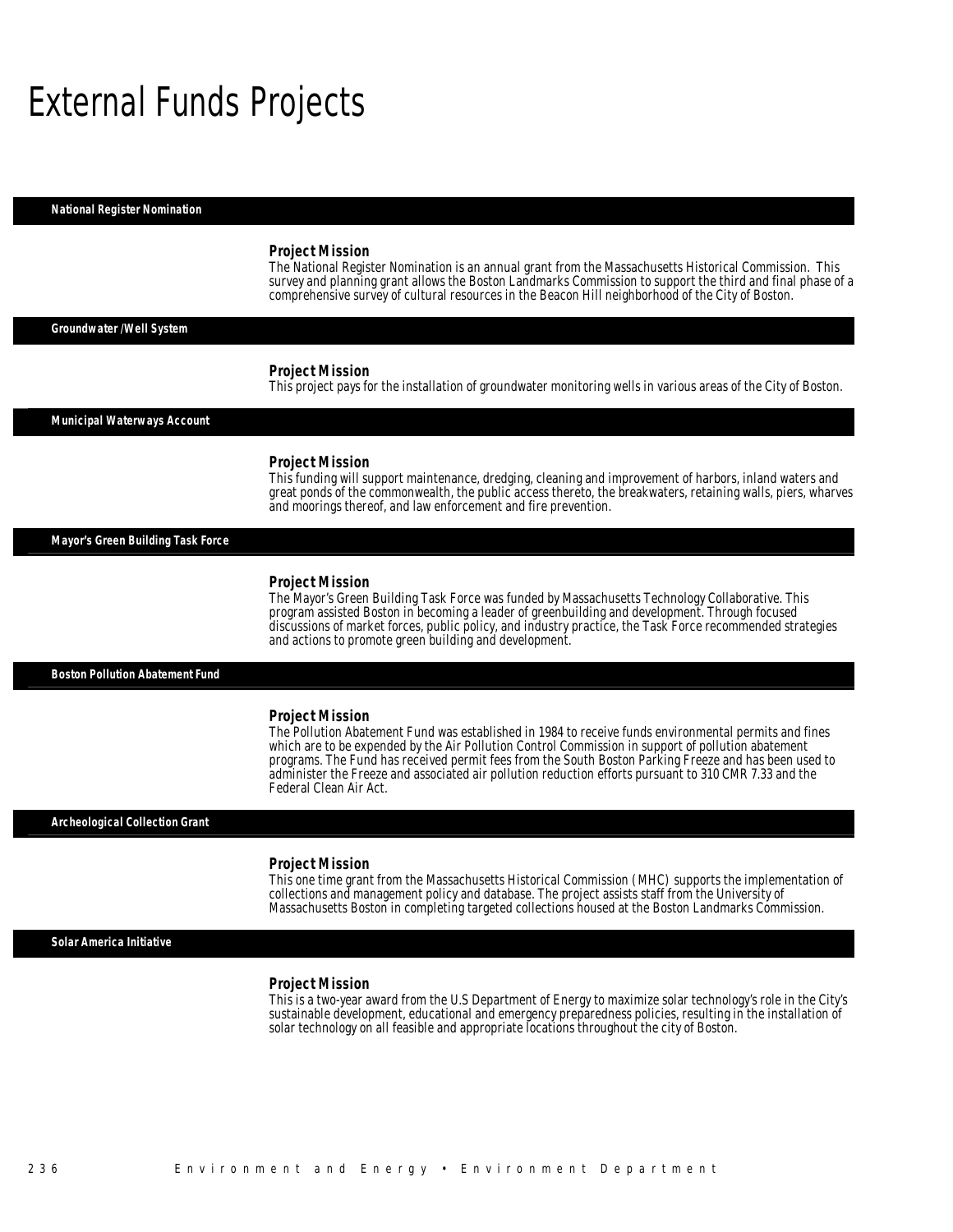# External Funds Projects

## National Register Nomination

### Project Mission

The National Register Nomination is an annual grant from the Massachusetts Historical Commission. This survey and planning grant allows the Boston Landmarks Commission to support the third and final phase of a comprehensive survey of cultural resources in the Beacon Hill neighborhood of the City of Boston.

## Groundwater /Well System

### Project Mission

This project pays for the installation of groundwater monitoring wells in various areas of the City of Boston.

## Municipal Waterways Account

### Project Mission

This funding will support maintenance, dredging, cleaning and improvement of harbors, inland waters and great ponds of the commonwealth, the public access thereto, the breakwaters, retaining walls, piers, wharves and moorings thereof, and law enforcement and fire prevention.

## Mayor's Green Building Task Force

### Project Mission

The Mayor's Green Building Task Force was funded by Massachusetts Technology Collaborative. This program assisted Boston in becoming a leader of greenbuilding and development. Through focused discussions of market forces, public policy, and industry practice, the Task Force recommended strategies and actions to promote green building and development.

## Boston Pollution Abatement Fund

### Project Mission

The Pollution Abatement Fund was established in 1984 to receive funds environmental permits and fines which are to be expended by the Air Pollution Control Commission in support of pollution abatement programs. The Fund has received permit fees from the South Boston Parking Freeze and has been used to administer the Freeze and associated air pollution reduction efforts pursuant to 310 CMR 7.33 and the Federal Clean Air Act.

## Archeological Collection Grant

### Project Mission

This one time grant from the Massachusetts Historical Commission (MHC) supports the implementation of collections and management policy and database. The project assists staff from the University of Massachusetts Boston in completing targeted collections housed at the Boston Landmarks Commission.

## Solar America Initiative

### Project Mission

This is a two-year award from the U.S Department of Energy to maximize solar technology's role in the City's sustainable development, educational and emergency preparedness policies, resulting in the installation of solar technology on all feasible and appropriate locations throughout the city of Boston.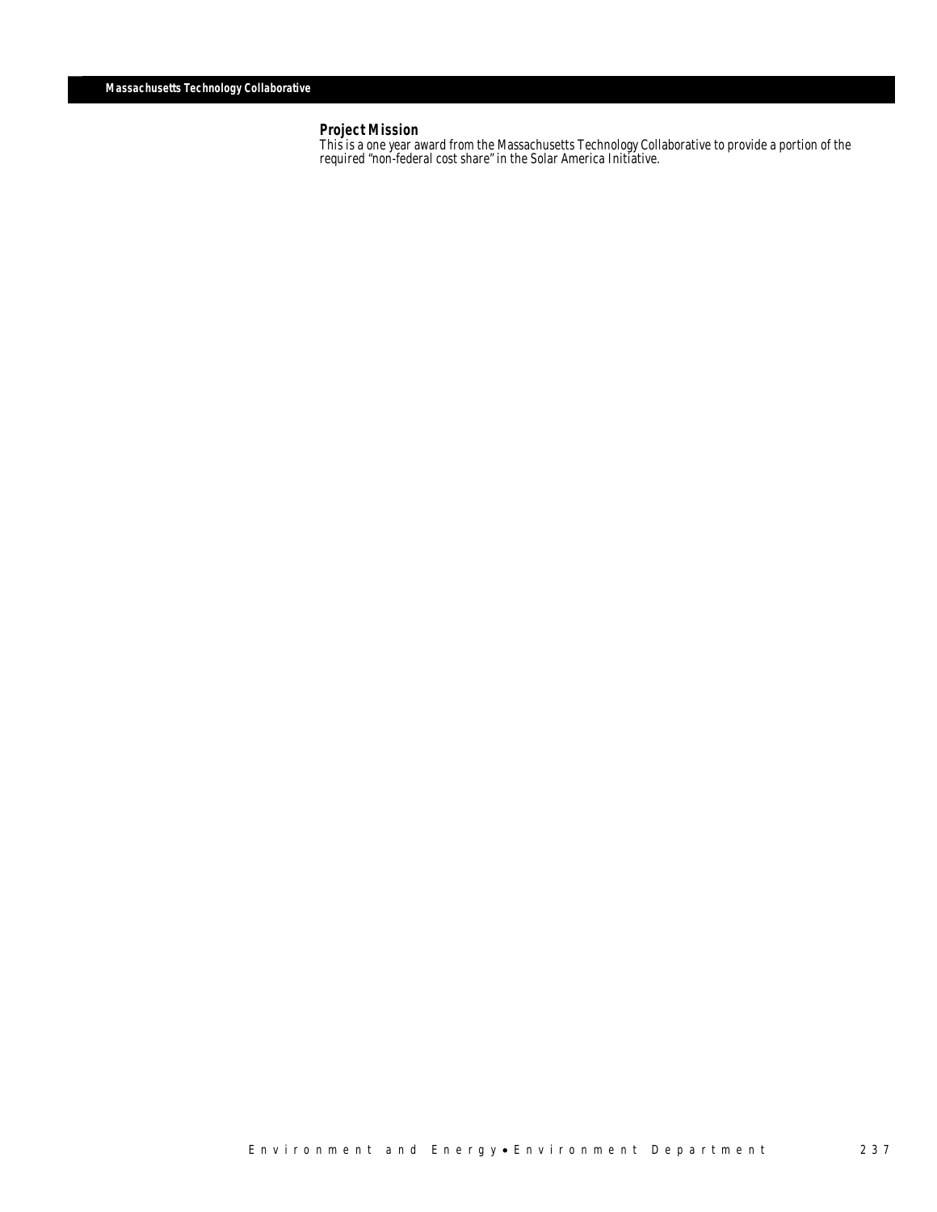## Massachusetts Technology Collaborative

### Project Mission

This is a one year award from the Massachusetts Technology Collaborative to provide a portion of the required "non-federal cost share" in the Solar America Initiative.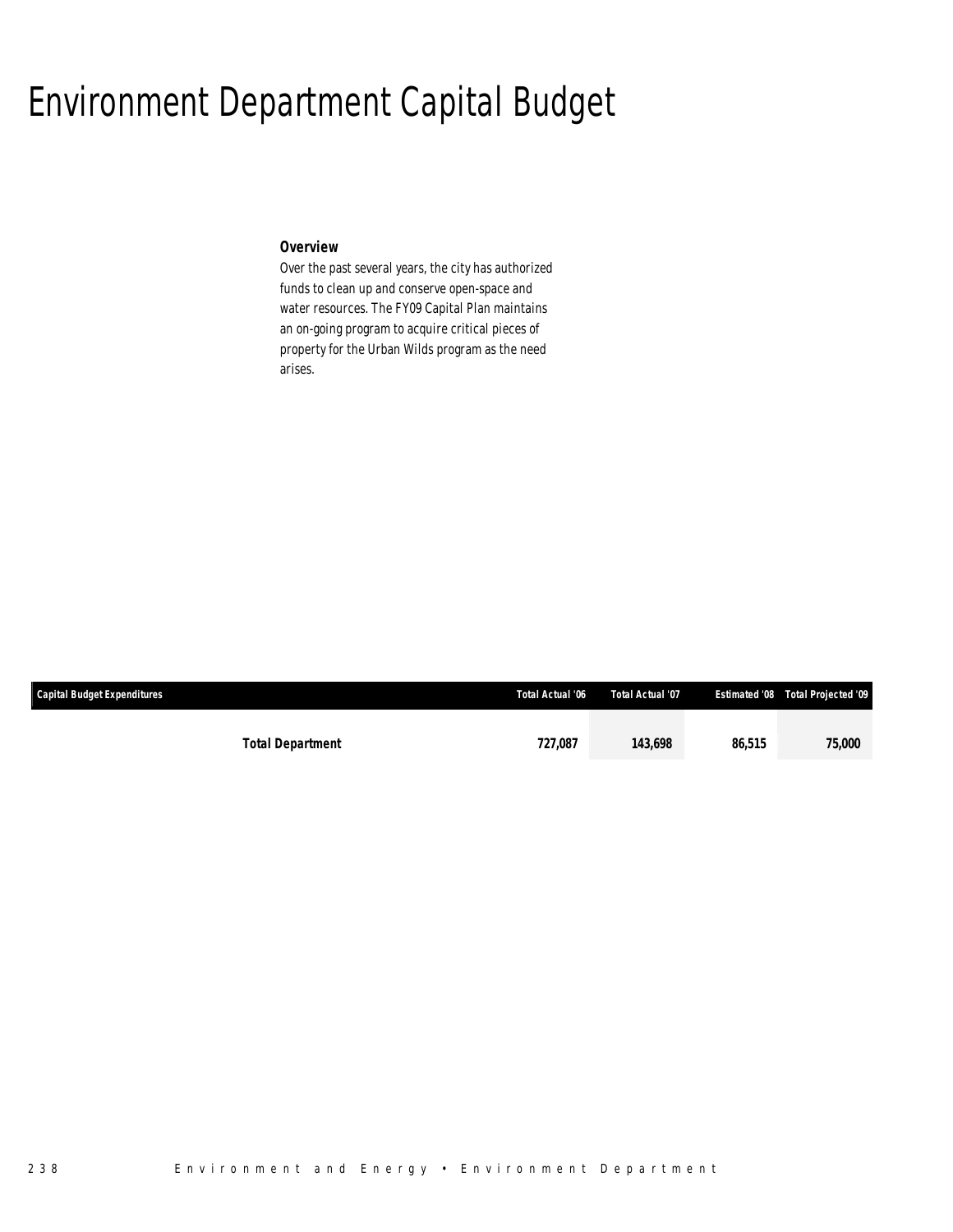# Environment Department Capital Budget

***Overview***

*Over the past several years, the city has authorized funds to clean up and conserve open-space and water resources. The FY09 Capital Plan maintains an on-going program to acquire critical pieces of property for the Urban Wilds program as the need arises.*

| Capital Budget Expenditures | Total Actual '06 | Total Actual '07 | Estimated '08 | Total Projected '09 |
|---|---|---|---|---|
| **Total Department** | **727,087** | **143,698** | **86,515** | **75,000** |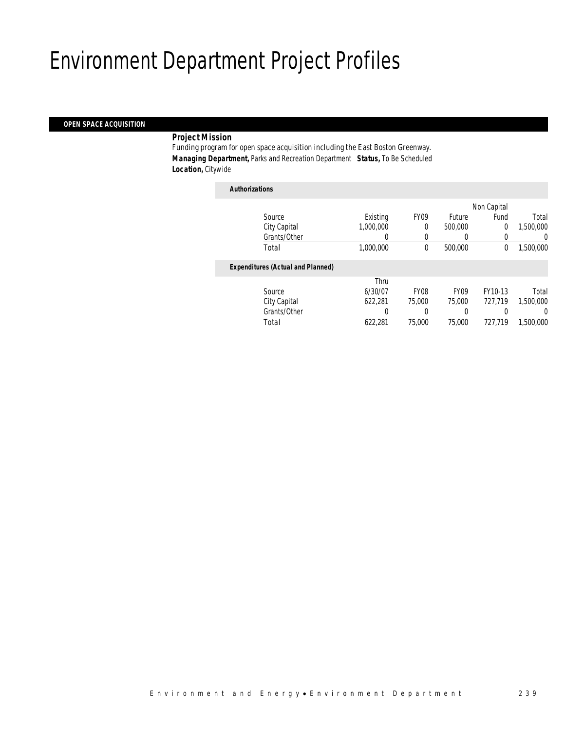# Environment Department Project Profiles

## OPEN SPACE ACQUISITION

***Project Mission***
Funding program for open space acquisition including the East Boston Greenway.
***Managing Department,*** Parks and Recreation Department ***Status,*** To Be Scheduled
***Location,*** Citywide

***Authorizations***

| Source | Existing | FY09 | Future | Non Capital Fund | Total |
|---|---|---|---|---|---|
| City Capital | 1,000,000 | 0 | 500,000 | 0 | 1,500,000 |
| Grants/Other | 0 | 0 | 0 | 0 | 0 |
| Total | 1,000,000 | 0 | 500,000 | 0 | 1,500,000 |

***Expenditures (Actual and Planned)***

| Source | Thru 6/30/07 | FY08 | FY09 | FY10-13 | Total |
|---|---|---|---|---|---|
| City Capital | 622,281 | 75,000 | 75,000 | 727,719 | 1,500,000 |
| Grants/Other | 0 | 0 | 0 | 0 | 0 |
| Total | 622,281 | 75,000 | 75,000 | 727,719 | 1,500,000 |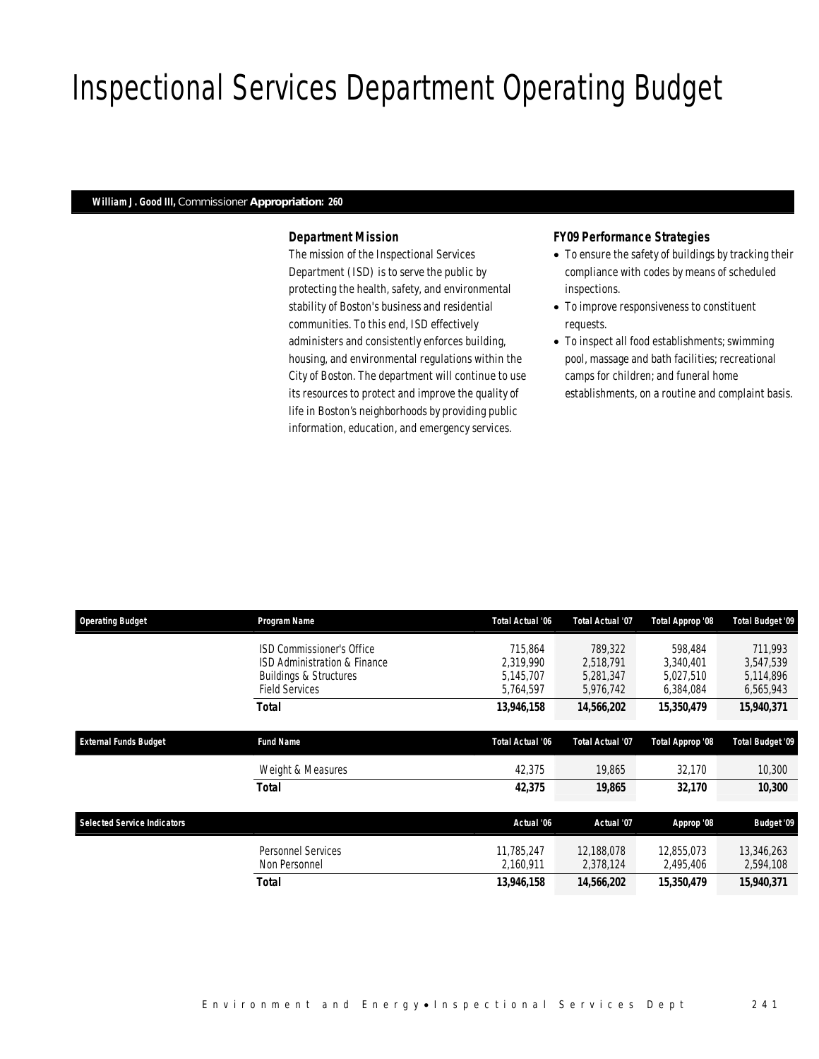# Inspectional Services Department Operating Budget

**William J. Good III,** Commissioner **Appropriation: 260**

### *Department Mission*

*The mission of the Inspectional Services Department (ISD) is to serve the public by protecting the health, safety, and environmental stability of Boston's business and residential communities. To this end, ISD effectively administers and consistently enforces building, housing, and environmental regulations within the City of Boston. The department will continue to use its resources to protect and improve the quality of life in Boston's neighborhoods by providing public information, education, and emergency services.*

### *FY09 Performance Strategies*

- *To ensure the safety of buildings by tracking their compliance with codes by means of scheduled inspections.*
- *To improve responsiveness to constituent requests.*
- *To inspect all food establishments; swimming pool, massage and bath facilities; recreational camps for children; and funeral home establishments, on a routine and complaint basis.*

| Operating Budget | Program Name | Total Actual '06 | Total Actual '07 | Total Approp '08 | Total Budget '09 |
|---|---|---|---|---|---|
| | ISD Commissioner's Office | 715,864 | 789,322 | 598,484 | 711,993 |
| | ISD Administration & Finance | 2,319,990 | 2,518,791 | 3,340,401 | 3,547,539 |
| | Buildings & Structures | 5,145,707 | 5,281,347 | 5,027,510 | 5,114,896 |
| | Field Services | 5,764,597 | 5,976,742 | 6,384,084 | 6,565,943 |
| | **Total** | **13,946,158** | **14,566,202** | **15,350,479** | **15,940,371** |

| External Funds Budget | Fund Name | Total Actual '06 | Total Actual '07 | Total Approp '08 | Total Budget '09 |
|---|---|---|---|---|---|
| | Weight & Measures | 42,375 | 19,865 | 32,170 | 10,300 |
| | **Total** | **42,375** | **19,865** | **32,170** | **10,300** |

| Selected Service Indicators | | Actual '06 | Actual '07 | Approp '08 | Budget '09 |
|---|---|---|---|---|---|
| | Personnel Services | 11,785,247 | 12,188,078 | 12,855,073 | 13,346,263 |
| | Non Personnel | 2,160,911 | 2,378,124 | 2,495,406 | 2,594,108 |
| | **Total** | **13,946,158** | **14,566,202** | **15,350,479** | **15,940,371** |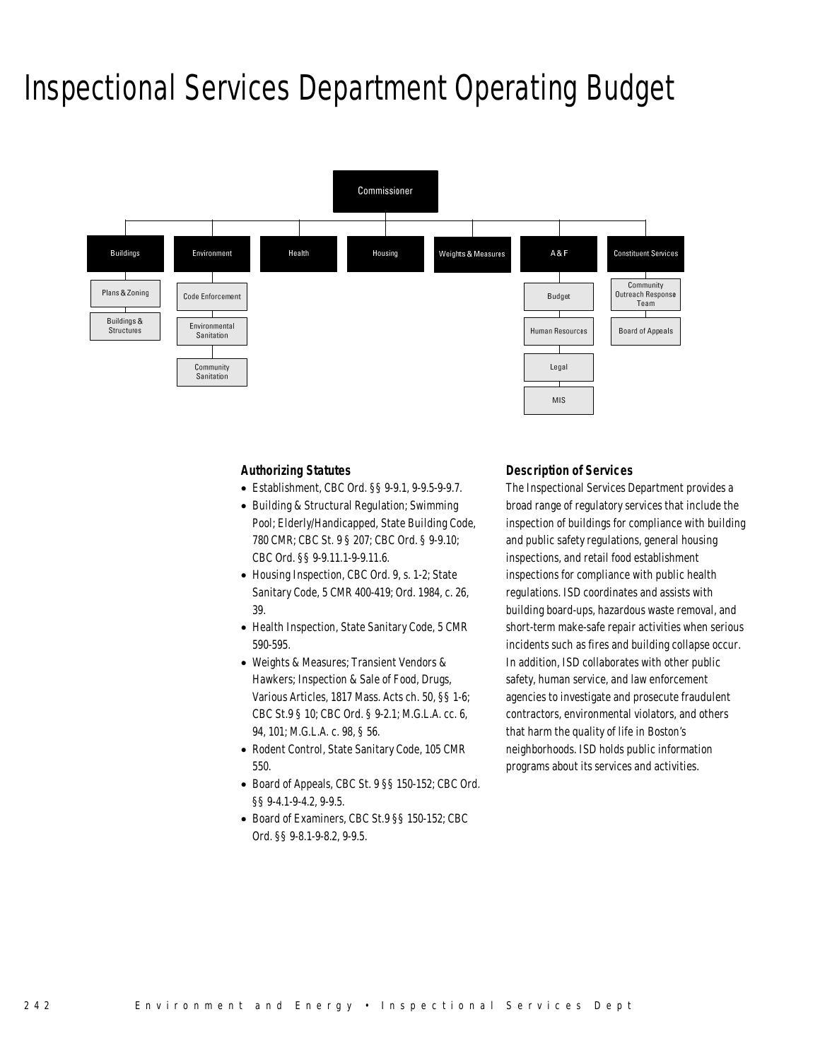# Inspectional Services Department Operating Budget

Commissioner

- Buildings
  - Plans & Zoning
  - Buildings & Structures
- Environment
  - Code Enforcement
  - Environmental Sanitation
  - Community Sanitation
- Health
- Housing
- Weights & Measures
- A & F
  - Budget
  - Human Resources
  - Legal
  - MIS
- Constituent Services
  - Community Outreach Response Team
  - Board of Appeals

### Authorizing Statutes

- Establishment, CBC Ord. §§ 9-9.1, 9-9.5-9-9.7.
- Building & Structural Regulation; Swimming Pool; Elderly/Handicapped, State Building Code, 780 CMR; CBC St. 9 § 207; CBC Ord. § 9-9.10; CBC Ord. §§ 9-9.11.1-9-9.11.6.
- Housing Inspection, CBC Ord. 9, s. 1-2; State Sanitary Code, 5 CMR 400-419; Ord. 1984, c. 26, 39.
- Health Inspection, State Sanitary Code, 5 CMR 590-595.
- Weights & Measures; Transient Vendors & Hawkers; Inspection & Sale of Food, Drugs, Various Articles, 1817 Mass. Acts ch. 50, §§ 1-6; CBC St.9 § 10; CBC Ord. § 9-2.1; M.G.L.A. cc. 6, 94, 101; M.G.L.A. c. 98, § 56.
- Rodent Control, State Sanitary Code, 105 CMR 550.
- Board of Appeals, CBC St. 9 §§ 150-152; CBC Ord. §§ 9-4.1-9-4.2, 9-9.5.
- Board of Examiners, CBC St.9 §§ 150-152; CBC Ord. §§ 9-8.1-9-8.2, 9-9.5.

### Description of Services

The Inspectional Services Department provides a broad range of regulatory services that include the inspection of buildings for compliance with building and public safety regulations, general housing inspections, and retail food establishment inspections for compliance with public health regulations. ISD coordinates and assists with building board-ups, hazardous waste removal, and short-term make-safe repair activities when serious incidents such as fires and building collapse occur. In addition, ISD collaborates with other public safety, human service, and law enforcement agencies to investigate and prosecute fraudulent contractors, environmental violators, and others that harm the quality of life in Boston's neighborhoods. ISD holds public information programs about its services and activities.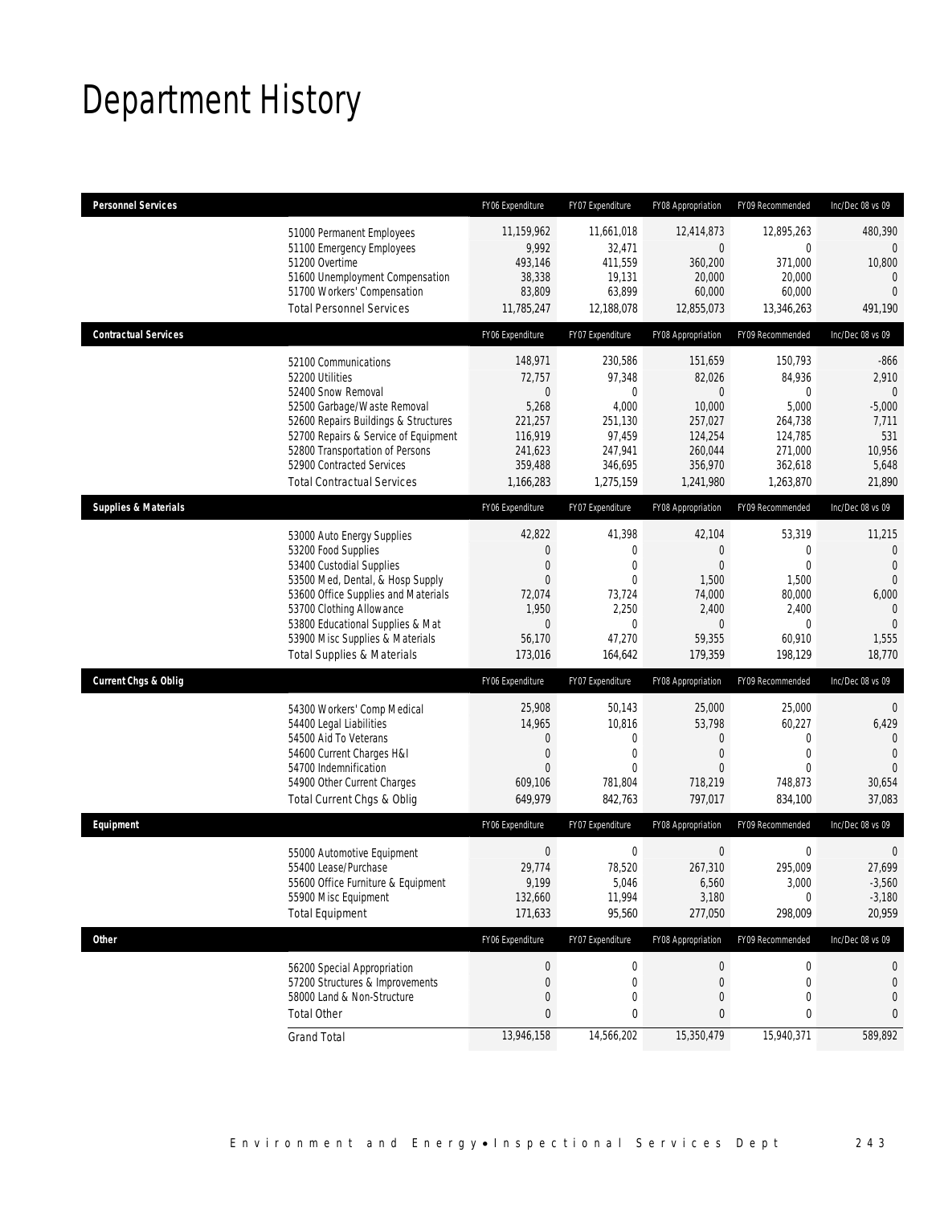# Department History

| Personnel Services | | FY06 Expenditure | FY07 Expenditure | FY08 Appropriation | FY09 Recommended | Inc/Dec 08 vs 09 |
|---|---|---|---|---|---|---|
| | 51000 Permanent Employees | 11,159,962 | 11,661,018 | 12,414,873 | 12,895,263 | 480,390 |
| | 51100 Emergency Employees | 9,992 | 32,471 | 0 | 0 | 0 |
| | 51200 Overtime | 493,146 | 411,559 | 360,200 | 371,000 | 10,800 |
| | 51600 Unemployment Compensation | 38,338 | 19,131 | 20,000 | 20,000 | 0 |
| | 51700 Workers' Compensation | 83,809 | 63,899 | 60,000 | 60,000 | 0 |
| | Total Personnel Services | 11,785,247 | 12,188,078 | 12,855,073 | 13,346,263 | 491,190 |
| **Contractual Services** | | FY06 Expenditure | FY07 Expenditure | FY08 Appropriation | FY09 Recommended | Inc/Dec 08 vs 09 |
| | 52100 Communications | 148,971 | 230,586 | 151,659 | 150,793 | -866 |
| | 52200 Utilities | 72,757 | 97,348 | 82,026 | 84,936 | 2,910 |
| | 52400 Snow Removal | 0 | 0 | 0 | 0 | 0 |
| | 52500 Garbage/Waste Removal | 5,268 | 4,000 | 10,000 | 5,000 | -5,000 |
| | 52600 Repairs Buildings & Structures | 221,257 | 251,130 | 257,027 | 264,738 | 7,711 |
| | 52700 Repairs & Service of Equipment | 116,919 | 97,459 | 124,254 | 124,785 | 531 |
| | 52800 Transportation of Persons | 241,623 | 247,941 | 260,044 | 271,000 | 10,956 |
| | 52900 Contracted Services | 359,488 | 346,695 | 356,970 | 362,618 | 5,648 |
| | Total Contractual Services | 1,166,283 | 1,275,159 | 1,241,980 | 1,263,870 | 21,890 |
| **Supplies & Materials** | | FY06 Expenditure | FY07 Expenditure | FY08 Appropriation | FY09 Recommended | Inc/Dec 08 vs 09 |
| | 53000 Auto Energy Supplies | 42,822 | 41,398 | 42,104 | 53,319 | 11,215 |
| | 53200 Food Supplies | 0 | 0 | 0 | 0 | 0 |
| | 53400 Custodial Supplies | 0 | 0 | 0 | 0 | 0 |
| | 53500 Med, Dental, & Hosp Supply | 0 | 0 | 1,500 | 1,500 | 0 |
| | 53600 Office Supplies and Materials | 72,074 | 73,724 | 74,000 | 80,000 | 6,000 |
| | 53700 Clothing Allowance | 1,950 | 2,250 | 2,400 | 2,400 | 0 |
| | 53800 Educational Supplies & Mat | 0 | 0 | 0 | 0 | 0 |
| | 53900 Misc Supplies & Materials | 56,170 | 47,270 | 59,355 | 60,910 | 1,555 |
| | Total Supplies & Materials | 173,016 | 164,642 | 179,359 | 198,129 | 18,770 |
| **Current Chgs & Oblig** | | FY06 Expenditure | FY07 Expenditure | FY08 Appropriation | FY09 Recommended | Inc/Dec 08 vs 09 |
| | 54300 Workers' Comp Medical | 25,908 | 50,143 | 25,000 | 25,000 | 0 |
| | 54400 Legal Liabilities | 14,965 | 10,816 | 53,798 | 60,227 | 6,429 |
| | 54500 Aid To Veterans | 0 | 0 | 0 | 0 | 0 |
| | 54600 Current Charges H&I | 0 | 0 | 0 | 0 | 0 |
| | 54700 Indemnification | 0 | 0 | 0 | 0 | 0 |
| | 54900 Other Current Charges | 609,106 | 781,804 | 718,219 | 748,873 | 30,654 |
| | Total Current Chgs & Oblig | 649,979 | 842,763 | 797,017 | 834,100 | 37,083 |
| **Equipment** | | FY06 Expenditure | FY07 Expenditure | FY08 Appropriation | FY09 Recommended | Inc/Dec 08 vs 09 |
| | 55000 Automotive Equipment | 0 | 0 | 0 | 0 | 0 |
| | 55400 Lease/Purchase | 29,774 | 78,520 | 267,310 | 295,009 | 27,699 |
| | 55600 Office Furniture & Equipment | 9,199 | 5,046 | 6,560 | 3,000 | -3,560 |
| | 55900 Misc Equipment | 132,660 | 11,994 | 3,180 | 0 | -3,180 |
| | Total Equipment | 171,633 | 95,560 | 277,050 | 298,009 | 20,959 |
| **Other** | | FY06 Expenditure | FY07 Expenditure | FY08 Appropriation | FY09 Recommended | Inc/Dec 08 vs 09 |
| | 56200 Special Appropriation | 0 | 0 | 0 | 0 | 0 |
| | 57200 Structures & Improvements | 0 | 0 | 0 | 0 | 0 |
| | 58000 Land & Non-Structure | 0 | 0 | 0 | 0 | 0 |
| | Total Other | 0 | 0 | 0 | 0 | 0 |
| | Grand Total | 13,946,158 | 14,566,202 | 15,350,479 | 15,940,371 | 589,892 |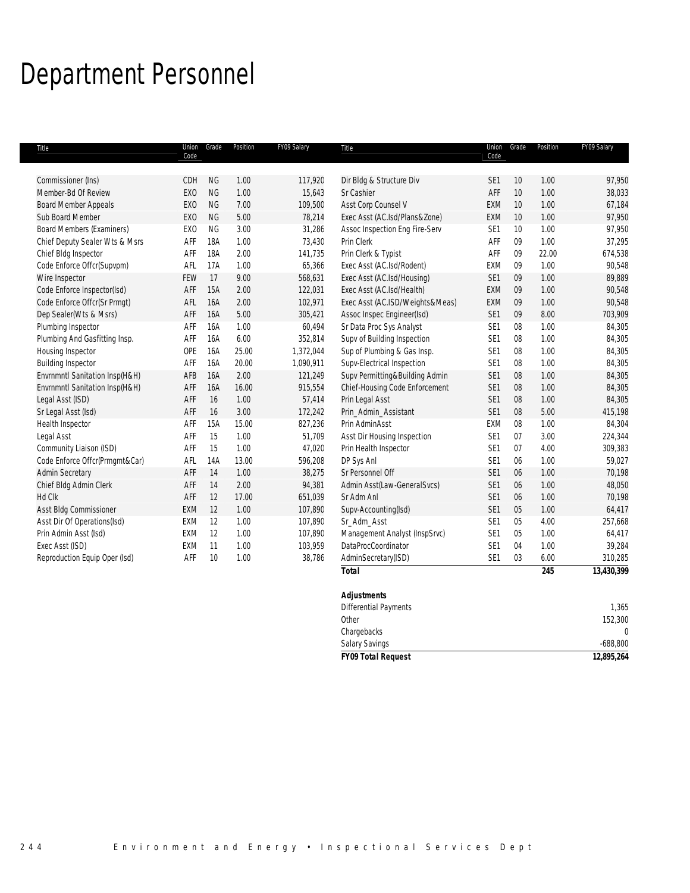# Department Personnel

| Title | Union Code | Grade | Position | FY09 Salary | Title | Union Code | Grade | Position | FY09 Salary |
|---|---|---|---|---|---|---|---|---|---|
| Commissioner (Ins) | CDH | NG | 1.00 | 117,920 | Dir Bldg & Structure Div | SE1 | 10 | 1.00 | 97,950 |
| Member-Bd Of Review | EXO | NG | 1.00 | 15,643 | Sr Cashier | AFF | 10 | 1.00 | 38,033 |
| Board Member Appeals | EXO | NG | 7.00 | 109,500 | Asst Corp Counsel V | EXM | 10 | 1.00 | 67,184 |
| Sub Board Member | EXO | NG | 5.00 | 78,214 | Exec Asst (AC.Isd/Plans&Zone) | EXM | 10 | 1.00 | 97,950 |
| Board Members (Examiners) | EXO | NG | 3.00 | 31,286 | Assoc Inspection Eng Fire-Serv | SE1 | 10 | 1.00 | 97,950 |
| Chief Deputy Sealer Wts & Msrs | AFF | 18A | 1.00 | 73,430 | Prin Clerk | AFF | 09 | 1.00 | 37,295 |
| Chief Bldg Inspector | AFF | 18A | 2.00 | 141,735 | Prin Clerk & Typist | AFF | 09 | 22.00 | 674,538 |
| Code Enforce Offcr(Supvpm) | AFL | 17A | 1.00 | 65,366 | Exec Asst (AC.Isd/Rodent) | EXM | 09 | 1.00 | 90,548 |
| Wire Inspector | FEW | 17 | 9.00 | 568,631 | Exec Asst (AC.Isd/Housing) | SE1 | 09 | 1.00 | 89,889 |
| Code Enforce Inspector(Isd) | AFF | 15A | 2.00 | 122,031 | Exec Asst (AC.Isd/Health) | EXM | 09 | 1.00 | 90,548 |
| Code Enforce Offcr(Sr Prmgt) | AFL | 16A | 2.00 | 102,971 | Exec Asst (AC.ISD/Weights&Meas) | EXM | 09 | 1.00 | 90,548 |
| Dep Sealer(Wts & Msrs) | AFF | 16A | 5.00 | 305,421 | Assoc Inspec Engineer(Isd) | SE1 | 09 | 8.00 | 703,909 |
| Plumbing Inspector | AFF | 16A | 1.00 | 60,494 | Sr Data Proc Sys Analyst | SE1 | 08 | 1.00 | 84,305 |
| Plumbing And Gasfitting Insp. | AFF | 16A | 6.00 | 352,814 | Supv of Building Inspection | SE1 | 08 | 1.00 | 84,305 |
| Housing Inspector | OPE | 16A | 25.00 | 1,372,044 | Sup of Plumbing & Gas Insp. | SE1 | 08 | 1.00 | 84,305 |
| Building Inspector | AFF | 16A | 20.00 | 1,090,911 | Supv-Electrical Inspection | SE1 | 08 | 1.00 | 84,305 |
| Envrnmntl Sanitation Insp(H&H) | AFB | 16A | 2.00 | 121,249 | Supv Permitting&Building Admin | SE1 | 08 | 1.00 | 84,305 |
| Envrnmntl Sanitation Insp(H&H) | AFF | 16A | 16.00 | 915,554 | Chief-Housing Code Enforcement | SE1 | 08 | 1.00 | 84,305 |
| Legal Asst (ISD) | AFF | 16 | 1.00 | 57,414 | Prin Legal Asst | SE1 | 08 | 1.00 | 84,305 |
| Sr Legal Asst (Isd) | AFF | 16 | 3.00 | 172,242 | Prin_Admin_Assistant | SE1 | 08 | 5.00 | 415,198 |
| Health Inspector | AFF | 15A | 15.00 | 827,236 | Prin AdminAsst | EXM | 08 | 1.00 | 84,304 |
| Legal Asst | AFF | 15 | 1.00 | 51,709 | Asst Dir Housing Inspection | SE1 | 07 | 3.00 | 224,344 |
| Community Liaison (ISD) | AFF | 15 | 1.00 | 47,020 | Prin Health Inspector | SE1 | 07 | 4.00 | 309,383 |
| Code Enforce Offcr(Prmgmt&Car) | AFL | 14A | 13.00 | 596,208 | DP Sys Anl | SE1 | 06 | 1.00 | 59,027 |
| Admin Secretary | AFF | 14 | 1.00 | 38,275 | Sr Personnel Off | SE1 | 06 | 1.00 | 70,198 |
| Chief Bldg Admin Clerk | AFF | 14 | 2.00 | 94,381 | Admin Asst(Law-GeneralSvcs) | SE1 | 06 | 1.00 | 48,050 |
| Hd Clk | AFF | 12 | 17.00 | 651,039 | Sr Adm Anl | SE1 | 06 | 1.00 | 70,198 |
| Asst Bldg Commissioner | EXM | 12 | 1.00 | 107,890 | Supv-Accounting(Isd) | SE1 | 05 | 1.00 | 64,417 |
| Asst Dir Of Operations(Isd) | EXM | 12 | 1.00 | 107,890 | Sr_Adm_Asst | SE1 | 05 | 4.00 | 257,668 |
| Prin Admin Asst (Isd) | EXM | 12 | 1.00 | 107,890 | Management Analyst (InspSrvc) | SE1 | 05 | 1.00 | 64,417 |
| Exec Asst (ISD) | EXM | 11 | 1.00 | 103,959 | DataProcCoordinator | SE1 | 04 | 1.00 | 39,284 |
| Reproduction Equip Oper (Isd) | AFF | 10 | 1.00 | 38,786 | AdminSecretary(ISD) | SE1 | 03 | 6.00 | 310,285 |
| | | | | | **Total** | | | **245** | **13,430,399** |

| **Adjustments** | |
|---|---|
| Differential Payments | 1,365 |
| Other | 152,300 |
| Chargebacks | 0 |
| Salary Savings | -688,800 |
| **FY09 Total Request** | **12,895,264** |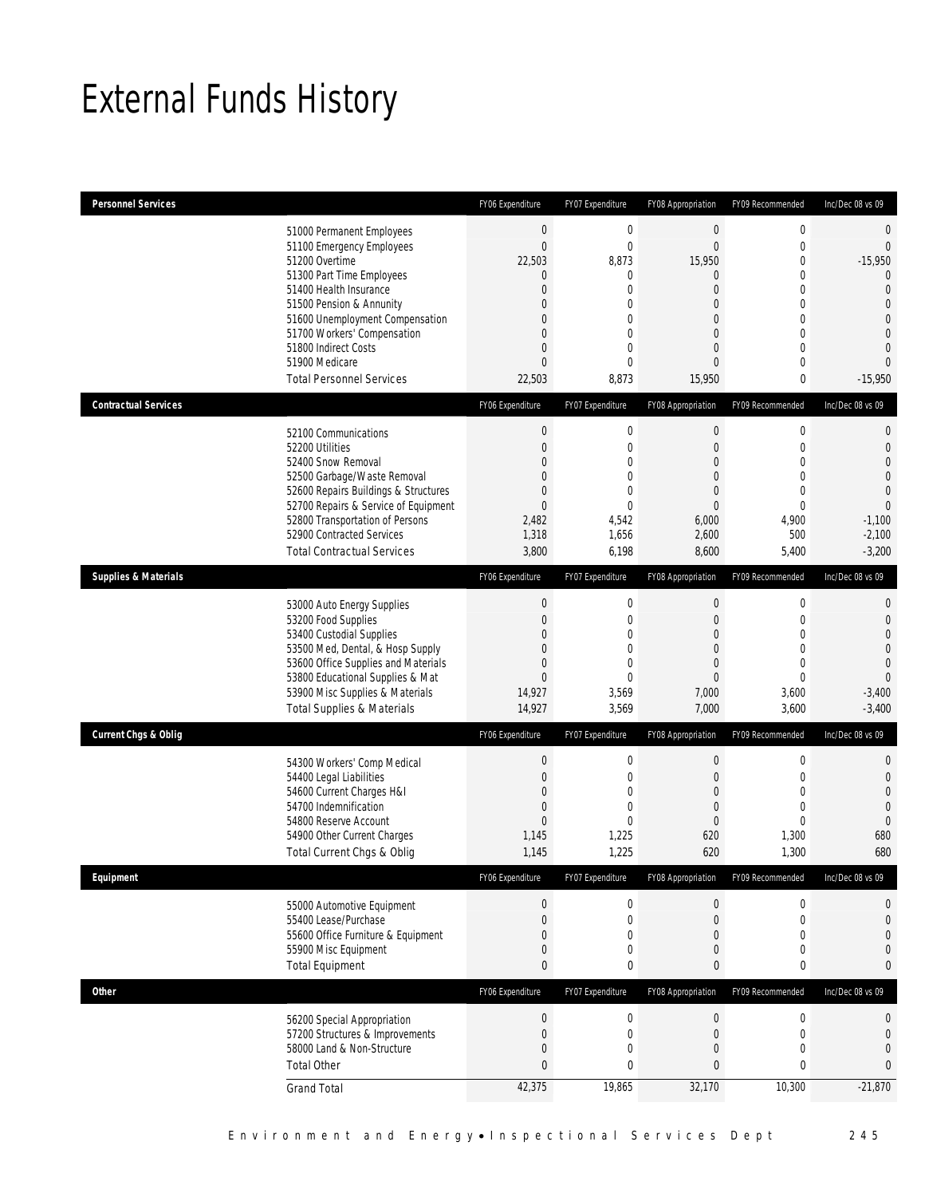# External Funds History

| Personnel Services | | FY06 Expenditure | FY07 Expenditure | FY08 Appropriation | FY09 Recommended | Inc/Dec 08 vs 09 |
|---|---|---|---|---|---|---|
| | 51000 Permanent Employees | 0 | 0 | 0 | 0 | 0 |
| | 51100 Emergency Employees | 0 | 0 | 0 | 0 | 0 |
| | 51200 Overtime | 22,503 | 8,873 | 15,950 | 0 | -15,950 |
| | 51300 Part Time Employees | 0 | 0 | 0 | 0 | 0 |
| | 51400 Health Insurance | 0 | 0 | 0 | 0 | 0 |
| | 51500 Pension & Annunity | 0 | 0 | 0 | 0 | 0 |
| | 51600 Unemployment Compensation | 0 | 0 | 0 | 0 | 0 |
| | 51700 Workers' Compensation | 0 | 0 | 0 | 0 | 0 |
| | 51800 Indirect Costs | 0 | 0 | 0 | 0 | 0 |
| | 51900 Medicare | 0 | 0 | 0 | 0 | 0 |
| | Total Personnel Services | 22,503 | 8,873 | 15,950 | 0 | -15,950 |

| Contractual Services | | FY06 Expenditure | FY07 Expenditure | FY08 Appropriation | FY09 Recommended | Inc/Dec 08 vs 09 |
|---|---|---|---|---|---|---|
| | 52100 Communications | 0 | 0 | 0 | 0 | 0 |
| | 52200 Utilities | 0 | 0 | 0 | 0 | 0 |
| | 52400 Snow Removal | 0 | 0 | 0 | 0 | 0 |
| | 52500 Garbage/Waste Removal | 0 | 0 | 0 | 0 | 0 |
| | 52600 Repairs Buildings & Structures | 0 | 0 | 0 | 0 | 0 |
| | 52700 Repairs & Service of Equipment | 0 | 0 | 0 | 0 | 0 |
| | 52800 Transportation of Persons | 2,482 | 4,542 | 6,000 | 4,900 | -1,100 |
| | 52900 Contracted Services | 1,318 | 1,656 | 2,600 | 500 | -2,100 |
| | Total Contractual Services | 3,800 | 6,198 | 8,600 | 5,400 | -3,200 |

| Supplies & Materials | | FY06 Expenditure | FY07 Expenditure | FY08 Appropriation | FY09 Recommended | Inc/Dec 08 vs 09 |
|---|---|---|---|---|---|---|
| | 53000 Auto Energy Supplies | 0 | 0 | 0 | 0 | 0 |
| | 53200 Food Supplies | 0 | 0 | 0 | 0 | 0 |
| | 53400 Custodial Supplies | 0 | 0 | 0 | 0 | 0 |
| | 53500 Med, Dental, & Hosp Supply | 0 | 0 | 0 | 0 | 0 |
| | 53600 Office Supplies and Materials | 0 | 0 | 0 | 0 | 0 |
| | 53800 Educational Supplies & Mat | 0 | 0 | 0 | 0 | 0 |
| | 53900 Misc Supplies & Materials | 14,927 | 3,569 | 7,000 | 3,600 | -3,400 |
| | Total Supplies & Materials | 14,927 | 3,569 | 7,000 | 3,600 | -3,400 |

| Current Chgs & Oblig | | FY06 Expenditure | FY07 Expenditure | FY08 Appropriation | FY09 Recommended | Inc/Dec 08 vs 09 |
|---|---|---|---|---|---|---|
| | 54300 Workers' Comp Medical | 0 | 0 | 0 | 0 | 0 |
| | 54400 Legal Liabilities | 0 | 0 | 0 | 0 | 0 |
| | 54600 Current Charges H&I | 0 | 0 | 0 | 0 | 0 |
| | 54700 Indemnification | 0 | 0 | 0 | 0 | 0 |
| | 54800 Reserve Account | 0 | 0 | 0 | 0 | 0 |
| | 54900 Other Current Charges | 1,145 | 1,225 | 620 | 1,300 | 680 |
| | Total Current Chgs & Oblig | 1,145 | 1,225 | 620 | 1,300 | 680 |

| Equipment | | FY06 Expenditure | FY07 Expenditure | FY08 Appropriation | FY09 Recommended | Inc/Dec 08 vs 09 |
|---|---|---|---|---|---|---|
| | 55000 Automotive Equipment | 0 | 0 | 0 | 0 | 0 |
| | 55400 Lease/Purchase | 0 | 0 | 0 | 0 | 0 |
| | 55600 Office Furniture & Equipment | 0 | 0 | 0 | 0 | 0 |
| | 55900 Misc Equipment | 0 | 0 | 0 | 0 | 0 |
| | Total Equipment | 0 | 0 | 0 | 0 | 0 |

| Other | | FY06 Expenditure | FY07 Expenditure | FY08 Appropriation | FY09 Recommended | Inc/Dec 08 vs 09 |
|---|---|---|---|---|---|---|
| | 56200 Special Appropriation | 0 | 0 | 0 | 0 | 0 |
| | 57200 Structures & Improvements | 0 | 0 | 0 | 0 | 0 |
| | 58000 Land & Non-Structure | 0 | 0 | 0 | 0 | 0 |
| | Total Other | 0 | 0 | 0 | 0 | 0 |
| | Grand Total | 42,375 | 19,865 | 32,170 | 10,300 | -21,870 |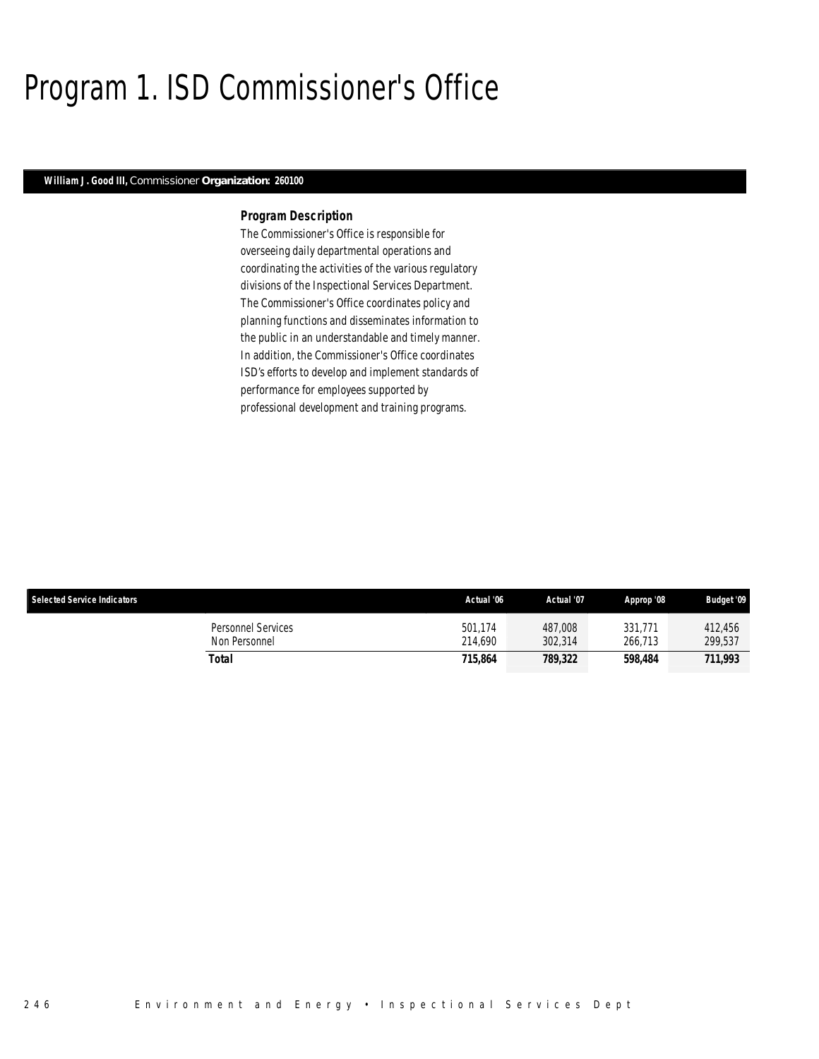# Program 1. ISD Commissioner's Office

**William J. Good III,** Commissioner **Organization: 260100**

### *Program Description*

The Commissioner's Office is responsible for overseeing daily departmental operations and coordinating the activities of the various regulatory divisions of the Inspectional Services Department. The Commissioner's Office coordinates policy and planning functions and disseminates information to the public in an understandable and timely manner. In addition, the Commissioner's Office coordinates ISD's efforts to develop and implement standards of performance for employees supported by professional development and training programs.

| Selected Service Indicators | Actual '06 | Actual '07 | Approp '08 | Budget '09 |
|---|---|---|---|---|
| Personnel Services | 501,174 | 487,008 | 331,771 | 412,456 |
| Non Personnel | 214,690 | 302,314 | 266,713 | 299,537 |
| **Total** | **715,864** | **789,322** | **598,484** | **711,993** |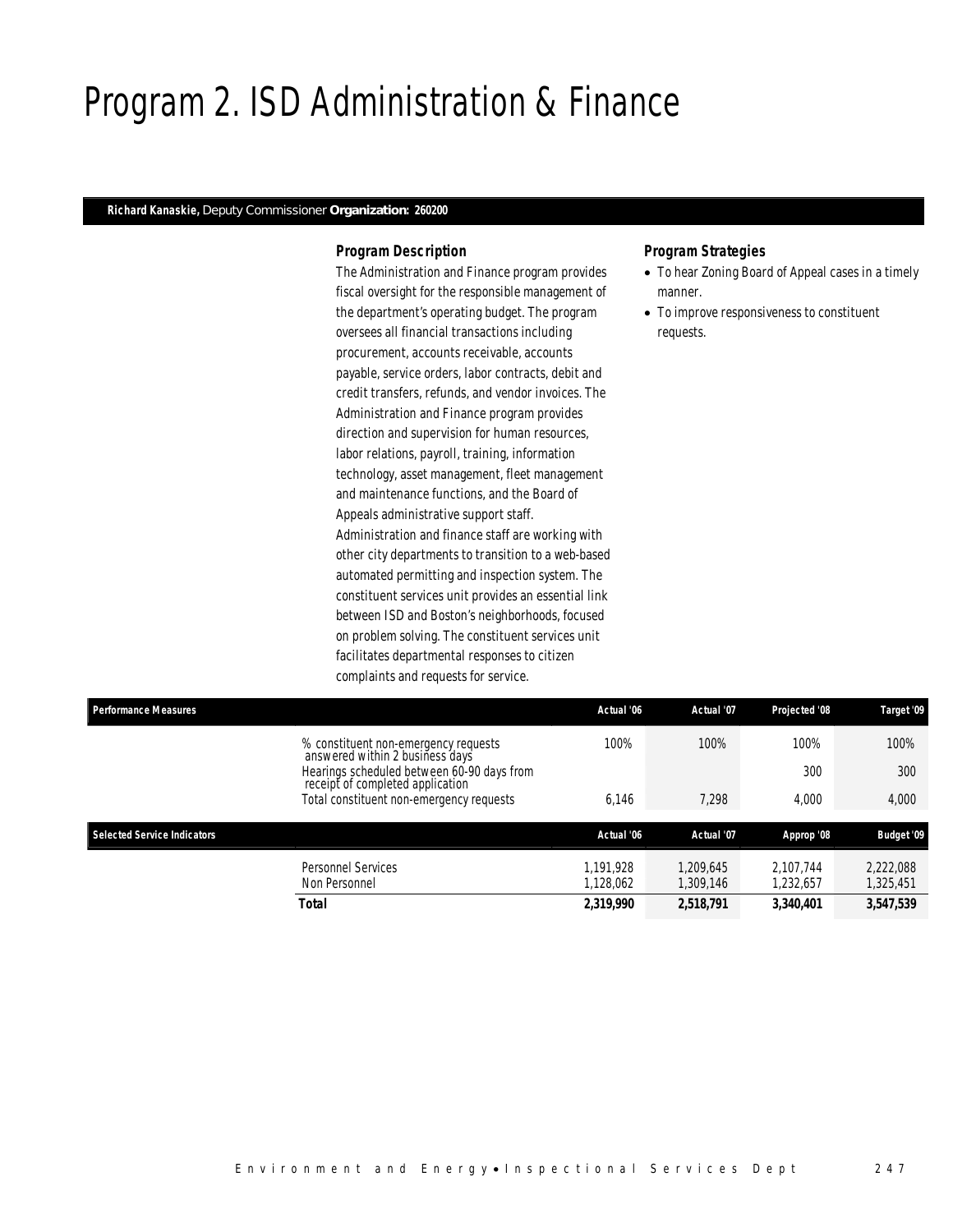# Program 2. ISD Administration & Finance

**Richard Kanaskie,** Deputy Commissioner **Organization: 260200**

### Program Description

The Administration and Finance program provides fiscal oversight for the responsible management of the department's operating budget. The program oversees all financial transactions including procurement, accounts receivable, accounts payable, service orders, labor contracts, debit and credit transfers, refunds, and vendor invoices. The Administration and Finance program provides direction and supervision for human resources, labor relations, payroll, training, information technology, asset management, fleet management and maintenance functions, and the Board of Appeals administrative support staff. Administration and finance staff are working with other city departments to transition to a web-based automated permitting and inspection system. The constituent services unit provides an essential link between ISD and Boston's neighborhoods, focused on problem solving. The constituent services unit facilitates departmental responses to citizen complaints and requests for service.

### Program Strategies

- To hear Zoning Board of Appeal cases in a timely manner.
- To improve responsiveness to constituent requests.

| Performance Measures | Actual '06 | Actual '07 | Projected '08 | Target '09 |
|---|---|---|---|---|
| % constituent non-emergency requests answered within 2 business days | 100% | 100% | 100% | 100% |
| Hearings scheduled between 60-90 days from receipt of completed application | | | 300 | 300 |
| Total constituent non-emergency requests | 6,146 | 7,298 | 4,000 | 4,000 |

| Selected Service Indicators | Actual '06 | Actual '07 | Approp '08 | Budget '09 |
|---|---|---|---|---|
| Personnel Services | 1,191,928 | 1,209,645 | 2,107,744 | 2,222,088 |
| Non Personnel | 1,128,062 | 1,309,146 | 1,232,657 | 1,325,451 |
| **Total** | **2,319,990** | **2,518,791** | **3,340,401** | **3,547,539** |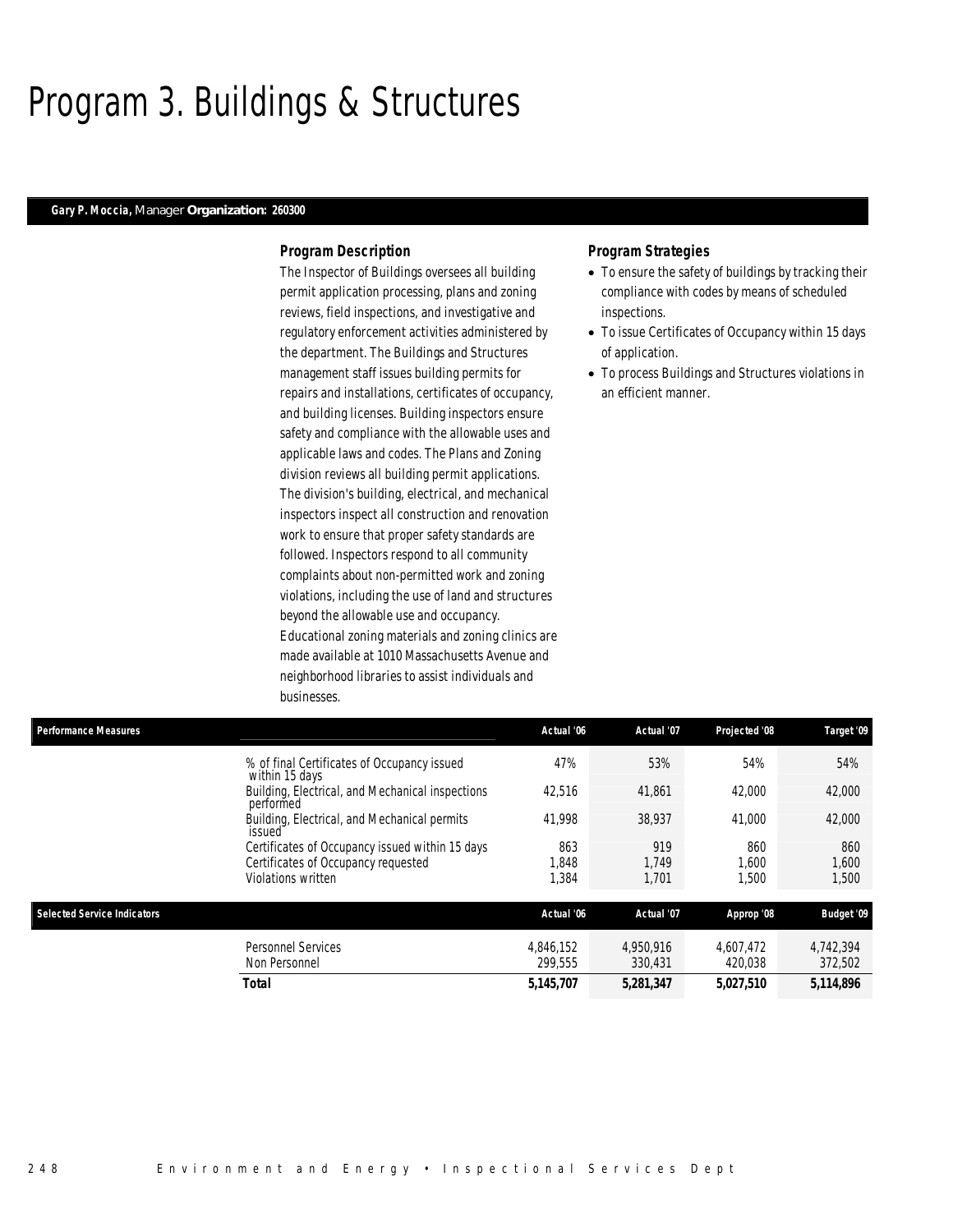# Program 3. Buildings & Structures

**Gary P. Moccia,** Manager **Organization: 260300**

### Program Description

The Inspector of Buildings oversees all building permit application processing, plans and zoning reviews, field inspections, and investigative and regulatory enforcement activities administered by the department. The Buildings and Structures management staff issues building permits for repairs and installations, certificates of occupancy, and building licenses. Building inspectors ensure safety and compliance with the allowable uses and applicable laws and codes. The Plans and Zoning division reviews all building permit applications. The division's building, electrical, and mechanical inspectors inspect all construction and renovation work to ensure that proper safety standards are followed. Inspectors respond to all community complaints about non-permitted work and zoning violations, including the use of land and structures beyond the allowable use and occupancy. Educational zoning materials and zoning clinics are made available at 1010 Massachusetts Avenue and neighborhood libraries to assist individuals and businesses.

### Program Strategies

- To ensure the safety of buildings by tracking their compliance with codes by means of scheduled inspections.
- To issue Certificates of Occupancy within 15 days of application.
- To process Buildings and Structures violations in an efficient manner.

| Performance Measures | Actual '06 | Actual '07 | Projected '08 | Target '09 |
|---|---|---|---|---|
| % of final Certificates of Occupancy issued within 15 days | 47% | 53% | 54% | 54% |
| Building, Electrical, and Mechanical inspections performed | 42,516 | 41,861 | 42,000 | 42,000 |
| Building, Electrical, and Mechanical permits issued | 41,998 | 38,937 | 41,000 | 42,000 |
| Certificates of Occupancy issued within 15 days | 863 | 919 | 860 | 860 |
| Certificates of Occupancy requested | 1,848 | 1,749 | 1,600 | 1,600 |
| Violations written | 1,384 | 1,701 | 1,500 | 1,500 |

| Selected Service Indicators | Actual '06 | Actual '07 | Approp '08 | Budget '09 |
|---|---|---|---|---|
| Personnel Services | 4,846,152 | 4,950,916 | 4,607,472 | 4,742,394 |
| Non Personnel | 299,555 | 330,431 | 420,038 | 372,502 |
| **Total** | **5,145,707** | **5,281,347** | **5,027,510** | **5,114,896** |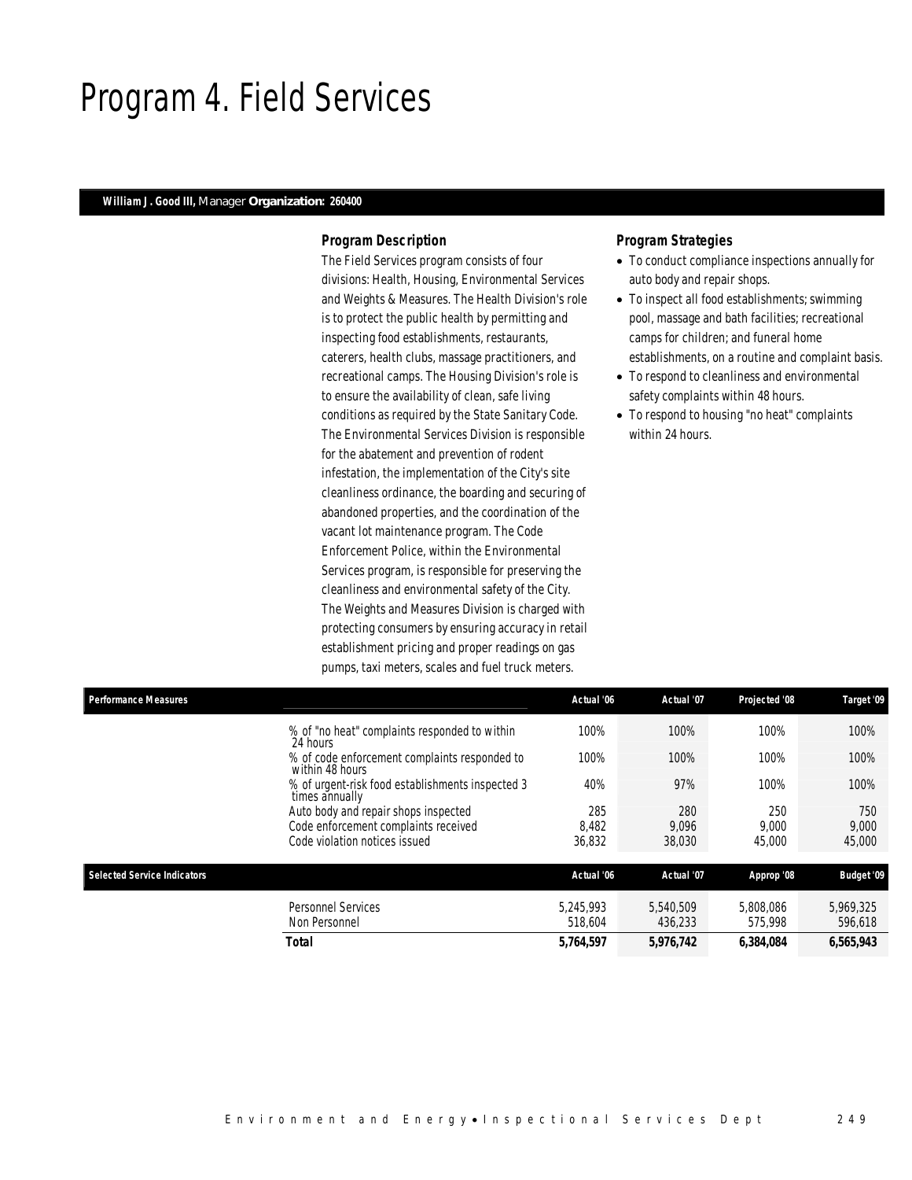# Program 4. Field Services

**William J. Good III,** Manager **Organization: 260400**

### *Program Description*

The Field Services program consists of four divisions: Health, Housing, Environmental Services and Weights & Measures. The Health Division's role is to protect the public health by permitting and inspecting food establishments, restaurants, caterers, health clubs, massage practitioners, and recreational camps. The Housing Division's role is to ensure the availability of clean, safe living conditions as required by the State Sanitary Code. The Environmental Services Division is responsible for the abatement and prevention of rodent infestation, the implementation of the City's site cleanliness ordinance, the boarding and securing of abandoned properties, and the coordination of the vacant lot maintenance program. The Code Enforcement Police, within the Environmental Services program, is responsible for preserving the cleanliness and environmental safety of the City. The Weights and Measures Division is charged with protecting consumers by ensuring accuracy in retail establishment pricing and proper readings on gas pumps, taxi meters, scales and fuel truck meters.

### *Program Strategies*

- To conduct compliance inspections annually for auto body and repair shops.
- To inspect all food establishments; swimming pool, massage and bath facilities; recreational camps for children; and funeral home establishments, on a routine and complaint basis.
- To respond to cleanliness and environmental safety complaints within 48 hours.
- To respond to housing "no heat" complaints within 24 hours.

| Performance Measures | Actual '06 | Actual '07 | Projected '08 | Target '09 |
|---|---|---|---|---|
| % of "no heat" complaints responded to within 24 hours | 100% | 100% | 100% | 100% |
| % of code enforcement complaints responded to within 48 hours | 100% | 100% | 100% | 100% |
| % of urgent-risk food establishments inspected 3 times annually | 40% | 97% | 100% | 100% |
| Auto body and repair shops inspected | 285 | 280 | 250 | 750 |
| Code enforcement complaints received | 8,482 | 9,096 | 9,000 | 9,000 |
| Code violation notices issued | 36,832 | 38,030 | 45,000 | 45,000 |

| Selected Service Indicators | Actual '06 | Actual '07 | Approp '08 | Budget '09 |
|---|---|---|---|---|
| Personnel Services | 5,245,993 | 5,540,509 | 5,808,086 | 5,969,325 |
| Non Personnel | 518,604 | 436,233 | 575,998 | 596,618 |
| **Total** | **5,764,597** | **5,976,742** | **6,384,084** | **6,565,943** |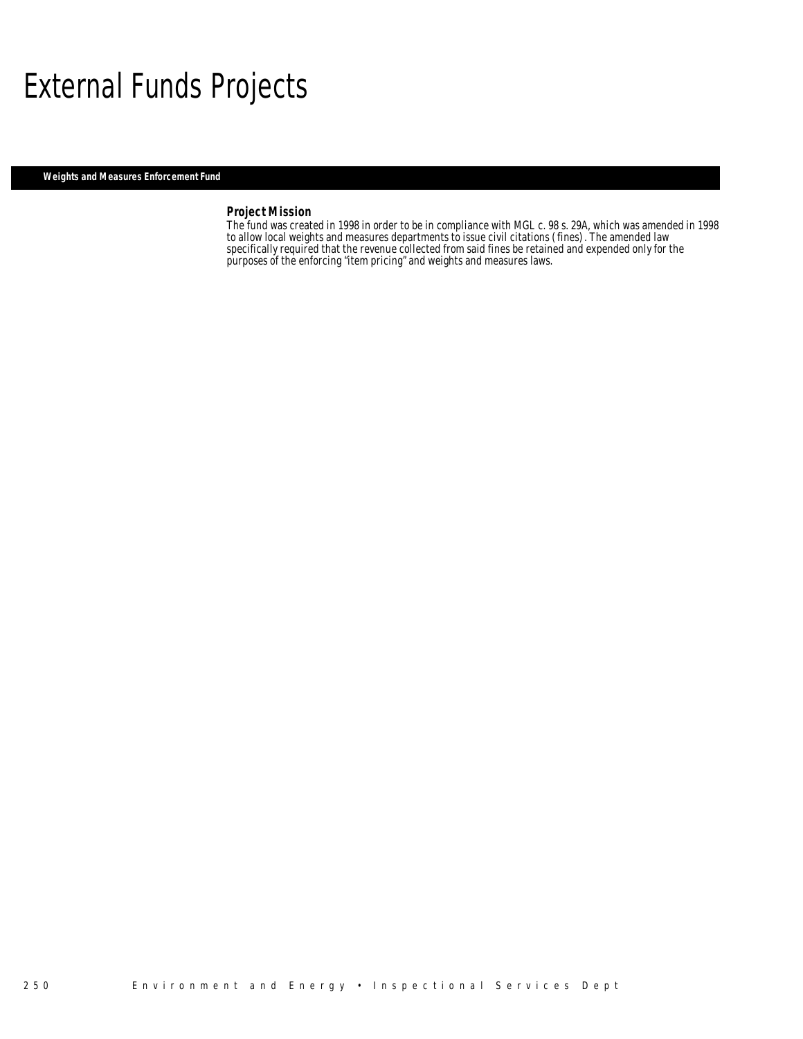# External Funds Projects

## *Weights and Measures Enforcement Fund*

### *Project Mission*

*The fund was created in 1998 in order to be in compliance with MGL c. 98 s. 29A, which was amended in 1998 to allow local weights and measures departments to issue civil citations (fines). The amended law specifically required that the revenue collected from said fines be retained and expended only for the purposes of the enforcing "item pricing" and weights and measures laws.*